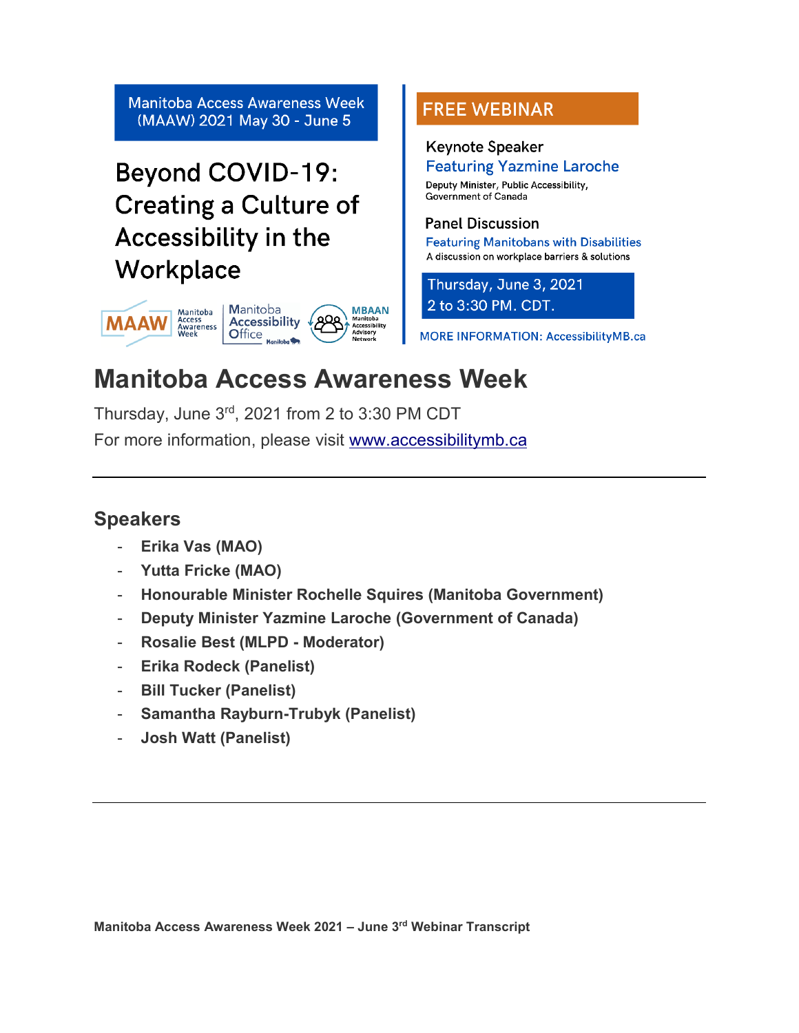Manitoba Access Awareness Week (MAAW) 2021 May 30 - June 5

Beyond COVID-19: Creating a Culture of Accessibility in the Workplace

MAAW Manitoba Access Awareness Week | Manitoba Accessibility Office | MBAAN Manitoba Accessibility Advisory Network

FREE WEBINAR

Keynote Speaker
Featuring Yazmine Laroche
Deputy Minister, Public Accessibility, Government of Canada

Panel Discussion
Featuring Manitobans with Disabilities
A discussion on workplace barriers & solutions

Thursday, June 3, 2021
2 to 3:30 PM. CDT.

MORE INFORMATION: AccessibilityMB.ca

# Manitoba Access Awareness Week

Thursday, June 3rd, 2021 from 2 to 3:30 PM CDT

For more information, please visit [www.accessibilitymb.ca](http://www.accessibilitymb.ca)

---

## Speakers

- **Erika Vas (MAO)**
- **Yutta Fricke (MAO)**
- **Honourable Minister Rochelle Squires (Manitoba Government)**
- **Deputy Minister Yazmine Laroche (Government of Canada)**
- **Rosalie Best (MLPD - Moderator)**
- **Erika Rodeck (Panelist)**
- **Bill Tucker (Panelist)**
- **Samantha Rayburn-Trubyk (Panelist)**
- **Josh Watt (Panelist)**

---

**Manitoba Access Awareness Week 2021 – June 3rd Webinar Transcript**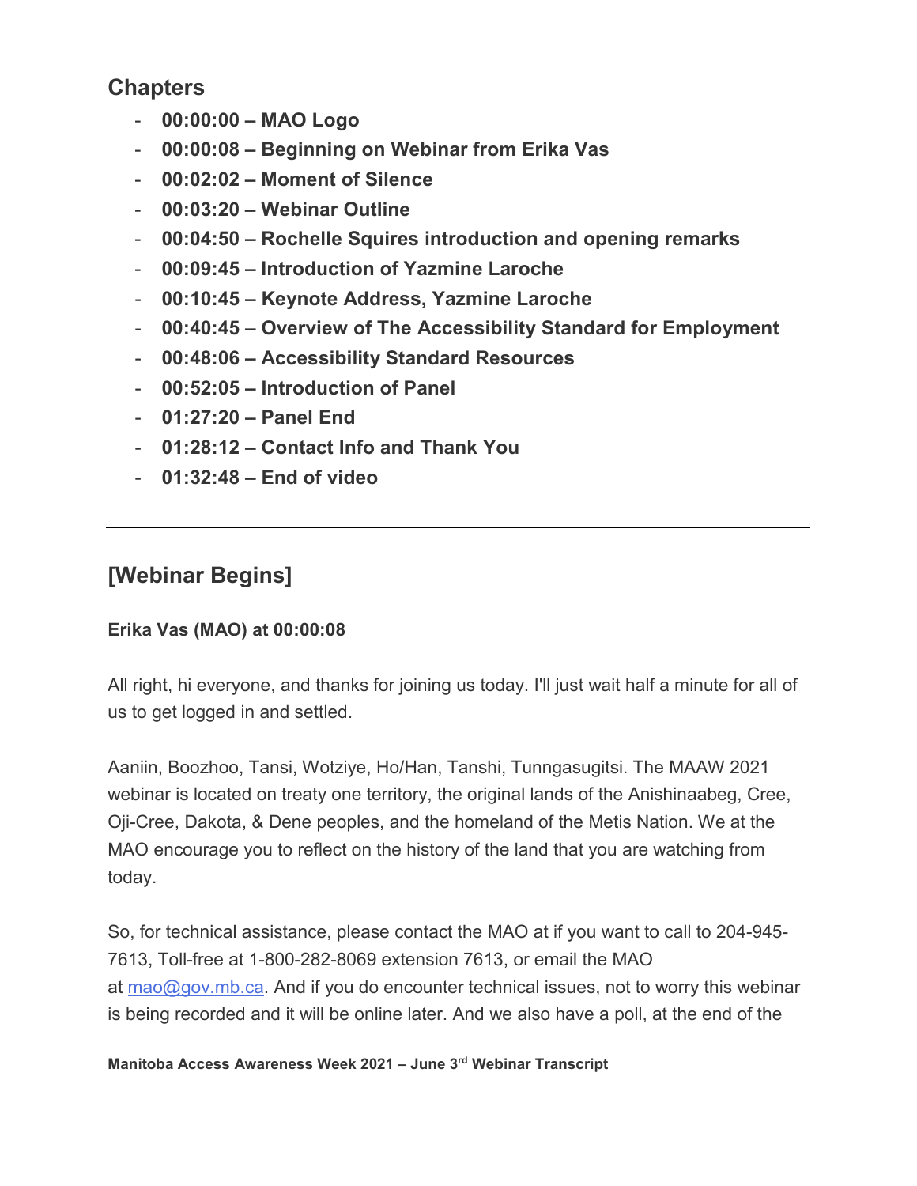## Chapters

- **00:00:00 – MAO Logo**
- **00:00:08 – Beginning on Webinar from Erika Vas**
- **00:02:02 – Moment of Silence**
- **00:03:20 – Webinar Outline**
- **00:04:50 – Rochelle Squires introduction and opening remarks**
- **00:09:45 – Introduction of Yazmine Laroche**
- **00:10:45 – Keynote Address, Yazmine Laroche**
- **00:40:45 – Overview of The Accessibility Standard for Employment**
- **00:48:06 – Accessibility Standard Resources**
- **00:52:05 – Introduction of Panel**
- **01:27:20 – Panel End**
- **01:28:12 – Contact Info and Thank You**
- **01:32:48 – End of video**

---

## [Webinar Begins]

**Erika Vas (MAO) at 00:00:08**

All right, hi everyone, and thanks for joining us today. I'll just wait half a minute for all of us to get logged in and settled.

Aaniin, Boozhoo, Tansi, Wotziye, Ho/Han, Tanshi, Tunngasugitsi. The MAAW 2021 webinar is located on treaty one territory, the original lands of the Anishinaabeg, Cree, Oji-Cree, Dakota, & Dene peoples, and the homeland of the Metis Nation. We at the MAO encourage you to reflect on the history of the land that you are watching from today.

So, for technical assistance, please contact the MAO at if you want to call to 204-945-7613, Toll-free at 1-800-282-8069 extension 7613, or email the MAO at mao@gov.mb.ca. And if you do encounter technical issues, not to worry this webinar is being recorded and it will be online later. And we also have a poll, at the end of the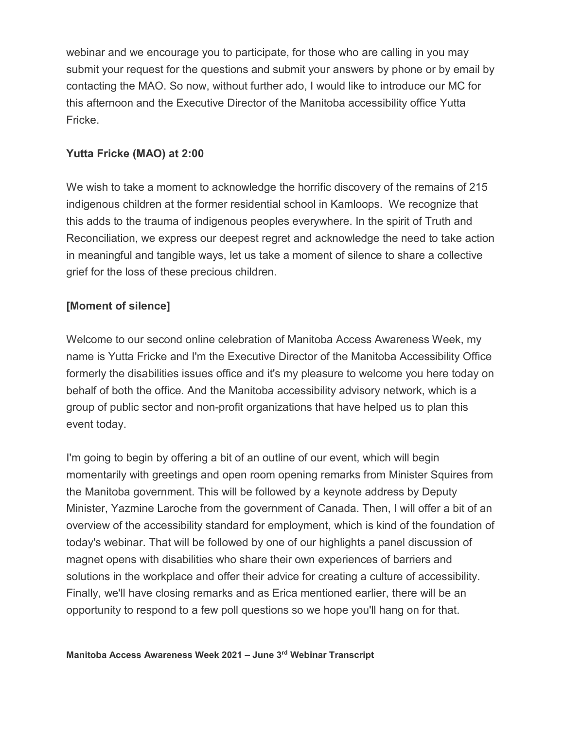webinar and we encourage you to participate, for those who are calling in you may submit your request for the questions and submit your answers by phone or by email by contacting the MAO. So now, without further ado, I would like to introduce our MC for this afternoon and the Executive Director of the Manitoba accessibility office Yutta Fricke.

**Yutta Fricke (MAO) at 2:00**

We wish to take a moment to acknowledge the horrific discovery of the remains of 215 indigenous children at the former residential school in Kamloops. We recognize that this adds to the trauma of indigenous peoples everywhere. In the spirit of Truth and Reconciliation, we express our deepest regret and acknowledge the need to take action in meaningful and tangible ways, let us take a moment of silence to share a collective grief for the loss of these precious children.

**[Moment of silence]**

Welcome to our second online celebration of Manitoba Access Awareness Week, my name is Yutta Fricke and I'm the Executive Director of the Manitoba Accessibility Office formerly the disabilities issues office and it's my pleasure to welcome you here today on behalf of both the office. And the Manitoba accessibility advisory network, which is a group of public sector and non-profit organizations that have helped us to plan this event today.

I'm going to begin by offering a bit of an outline of our event, which will begin momentarily with greetings and open room opening remarks from Minister Squires from the Manitoba government. This will be followed by a keynote address by Deputy Minister, Yazmine Laroche from the government of Canada. Then, I will offer a bit of an overview of the accessibility standard for employment, which is kind of the foundation of today's webinar. That will be followed by one of our highlights a panel discussion of magnet opens with disabilities who share their own experiences of barriers and solutions in the workplace and offer their advice for creating a culture of accessibility. Finally, we'll have closing remarks and as Erica mentioned earlier, there will be an opportunity to respond to a few poll questions so we hope you'll hang on for that.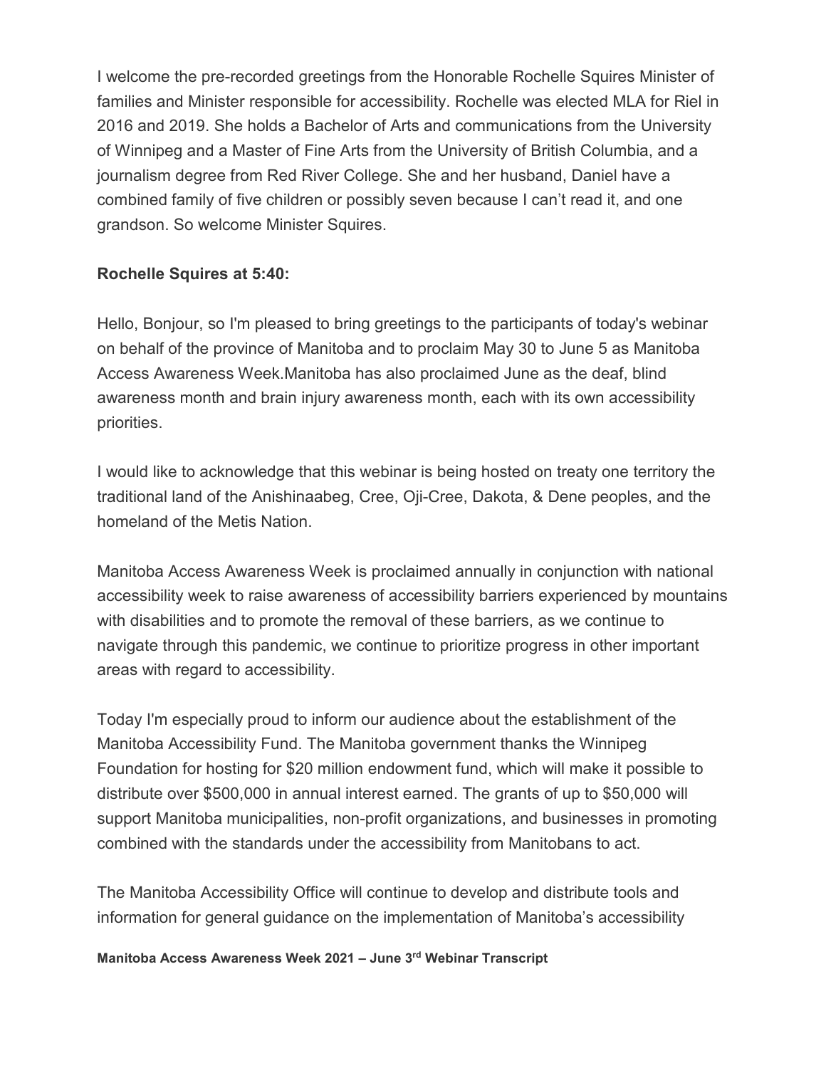I welcome the pre-recorded greetings from the Honorable Rochelle Squires Minister of families and Minister responsible for accessibility. Rochelle was elected MLA for Riel in 2016 and 2019. She holds a Bachelor of Arts and communications from the University of Winnipeg and a Master of Fine Arts from the University of British Columbia, and a journalism degree from Red River College. She and her husband, Daniel have a combined family of five children or possibly seven because I can't read it, and one grandson. So welcome Minister Squires.

**Rochelle Squires at 5:40:**

Hello, Bonjour, so I'm pleased to bring greetings to the participants of today's webinar on behalf of the province of Manitoba and to proclaim May 30 to June 5 as Manitoba Access Awareness Week.Manitoba has also proclaimed June as the deaf, blind awareness month and brain injury awareness month, each with its own accessibility priorities.

I would like to acknowledge that this webinar is being hosted on treaty one territory the traditional land of the Anishinaabeg, Cree, Oji-Cree, Dakota, & Dene peoples, and the homeland of the Metis Nation.

Manitoba Access Awareness Week is proclaimed annually in conjunction with national accessibility week to raise awareness of accessibility barriers experienced by mountains with disabilities and to promote the removal of these barriers, as we continue to navigate through this pandemic, we continue to prioritize progress in other important areas with regard to accessibility.

Today I'm especially proud to inform our audience about the establishment of the Manitoba Accessibility Fund. The Manitoba government thanks the Winnipeg Foundation for hosting for $20 million endowment fund, which will make it possible to distribute over $500,000 in annual interest earned. The grants of up to $50,000 will support Manitoba municipalities, non-profit organizations, and businesses in promoting combined with the standards under the accessibility from Manitobans to act.

The Manitoba Accessibility Office will continue to develop and distribute tools and information for general guidance on the implementation of Manitoba's accessibility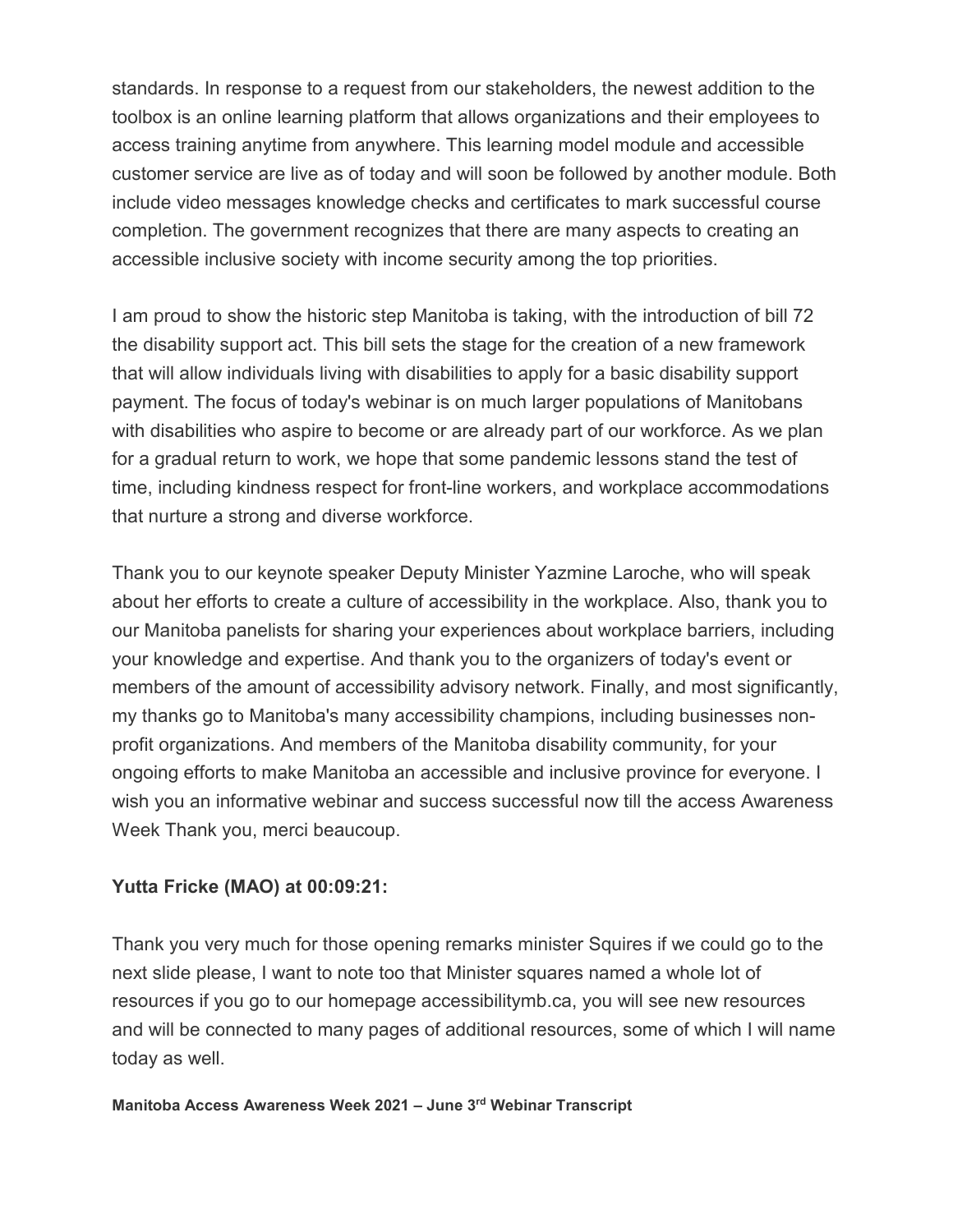standards. In response to a request from our stakeholders, the newest addition to the toolbox is an online learning platform that allows organizations and their employees to access training anytime from anywhere. This learning model module and accessible customer service are live as of today and will soon be followed by another module. Both include video messages knowledge checks and certificates to mark successful course completion. The government recognizes that there are many aspects to creating an accessible inclusive society with income security among the top priorities.

I am proud to show the historic step Manitoba is taking, with the introduction of bill 72 the disability support act. This bill sets the stage for the creation of a new framework that will allow individuals living with disabilities to apply for a basic disability support payment. The focus of today's webinar is on much larger populations of Manitobans with disabilities who aspire to become or are already part of our workforce. As we plan for a gradual return to work, we hope that some pandemic lessons stand the test of time, including kindness respect for front-line workers, and workplace accommodations that nurture a strong and diverse workforce.

Thank you to our keynote speaker Deputy Minister Yazmine Laroche, who will speak about her efforts to create a culture of accessibility in the workplace. Also, thank you to our Manitoba panelists for sharing your experiences about workplace barriers, including your knowledge and expertise. And thank you to the organizers of today's event or members of the amount of accessibility advisory network. Finally, and most significantly, my thanks go to Manitoba's many accessibility champions, including businesses non-profit organizations. And members of the Manitoba disability community, for your ongoing efforts to make Manitoba an accessible and inclusive province for everyone. I wish you an informative webinar and success successful now till the access Awareness Week Thank you, merci beaucoup.

**Yutta Fricke (MAO) at 00:09:21:**

Thank you very much for those opening remarks minister Squires if we could go to the next slide please, I want to note too that Minister squares named a whole lot of resources if you go to our homepage accessibilitymb.ca, you will see new resources and will be connected to many pages of additional resources, some of which I will name today as well.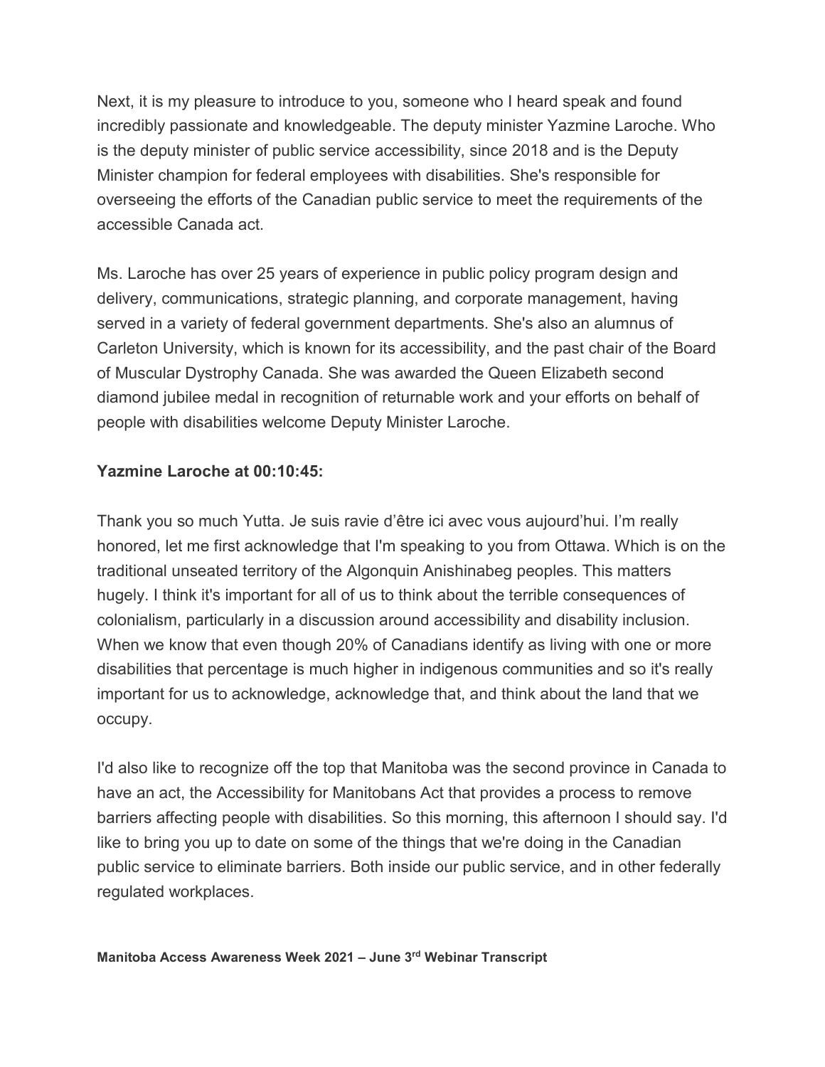Next, it is my pleasure to introduce to you, someone who I heard speak and found incredibly passionate and knowledgeable. The deputy minister Yazmine Laroche. Who is the deputy minister of public service accessibility, since 2018 and is the Deputy Minister champion for federal employees with disabilities. She's responsible for overseeing the efforts of the Canadian public service to meet the requirements of the accessible Canada act.

Ms. Laroche has over 25 years of experience in public policy program design and delivery, communications, strategic planning, and corporate management, having served in a variety of federal government departments. She's also an alumnus of Carleton University, which is known for its accessibility, and the past chair of the Board of Muscular Dystrophy Canada. She was awarded the Queen Elizabeth second diamond jubilee medal in recognition of returnable work and your efforts on behalf of people with disabilities welcome Deputy Minister Laroche.

**Yazmine Laroche at 00:10:45:**

Thank you so much Yutta. Je suis ravie d'être ici avec vous aujourd'hui. I'm really honored, let me first acknowledge that I'm speaking to you from Ottawa. Which is on the traditional unseated territory of the Algonquin Anishinabeg peoples. This matters hugely. I think it's important for all of us to think about the terrible consequences of colonialism, particularly in a discussion around accessibility and disability inclusion. When we know that even though 20% of Canadians identify as living with one or more disabilities that percentage is much higher in indigenous communities and so it's really important for us to acknowledge, acknowledge that, and think about the land that we occupy.

I'd also like to recognize off the top that Manitoba was the second province in Canada to have an act, the Accessibility for Manitobans Act that provides a process to remove barriers affecting people with disabilities. So this morning, this afternoon I should say. I'd like to bring you up to date on some of the things that we're doing in the Canadian public service to eliminate barriers. Both inside our public service, and in other federally regulated workplaces.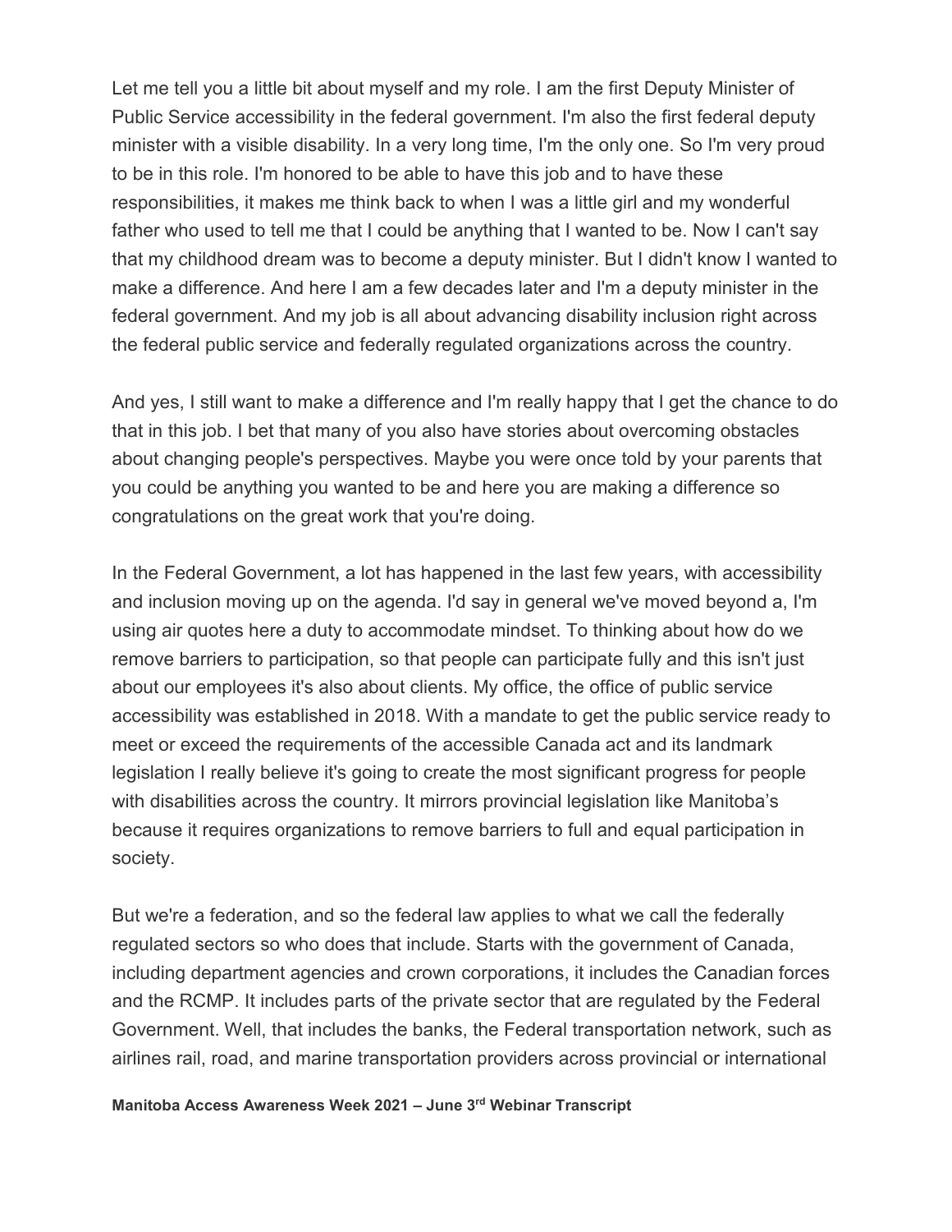Let me tell you a little bit about myself and my role. I am the first Deputy Minister of Public Service accessibility in the federal government. I'm also the first federal deputy minister with a visible disability. In a very long time, I'm the only one. So I'm very proud to be in this role. I'm honored to be able to have this job and to have these responsibilities, it makes me think back to when I was a little girl and my wonderful father who used to tell me that I could be anything that I wanted to be. Now I can't say that my childhood dream was to become a deputy minister. But I didn't know I wanted to make a difference. And here I am a few decades later and I'm a deputy minister in the federal government. And my job is all about advancing disability inclusion right across the federal public service and federally regulated organizations across the country.

And yes, I still want to make a difference and I'm really happy that I get the chance to do that in this job. I bet that many of you also have stories about overcoming obstacles about changing people's perspectives. Maybe you were once told by your parents that you could be anything you wanted to be and here you are making a difference so congratulations on the great work that you're doing.

In the Federal Government, a lot has happened in the last few years, with accessibility and inclusion moving up on the agenda. I'd say in general we've moved beyond a, I'm using air quotes here a duty to accommodate mindset. To thinking about how do we remove barriers to participation, so that people can participate fully and this isn't just about our employees it's also about clients. My office, the office of public service accessibility was established in 2018. With a mandate to get the public service ready to meet or exceed the requirements of the accessible Canada act and its landmark legislation I really believe it's going to create the most significant progress for people with disabilities across the country. It mirrors provincial legislation like Manitoba's because it requires organizations to remove barriers to full and equal participation in society.

But we're a federation, and so the federal law applies to what we call the federally regulated sectors so who does that include. Starts with the government of Canada, including department agencies and crown corporations, it includes the Canadian forces and the RCMP. It includes parts of the private sector that are regulated by the Federal Government. Well, that includes the banks, the Federal transportation network, such as airlines rail, road, and marine transportation providers across provincial or international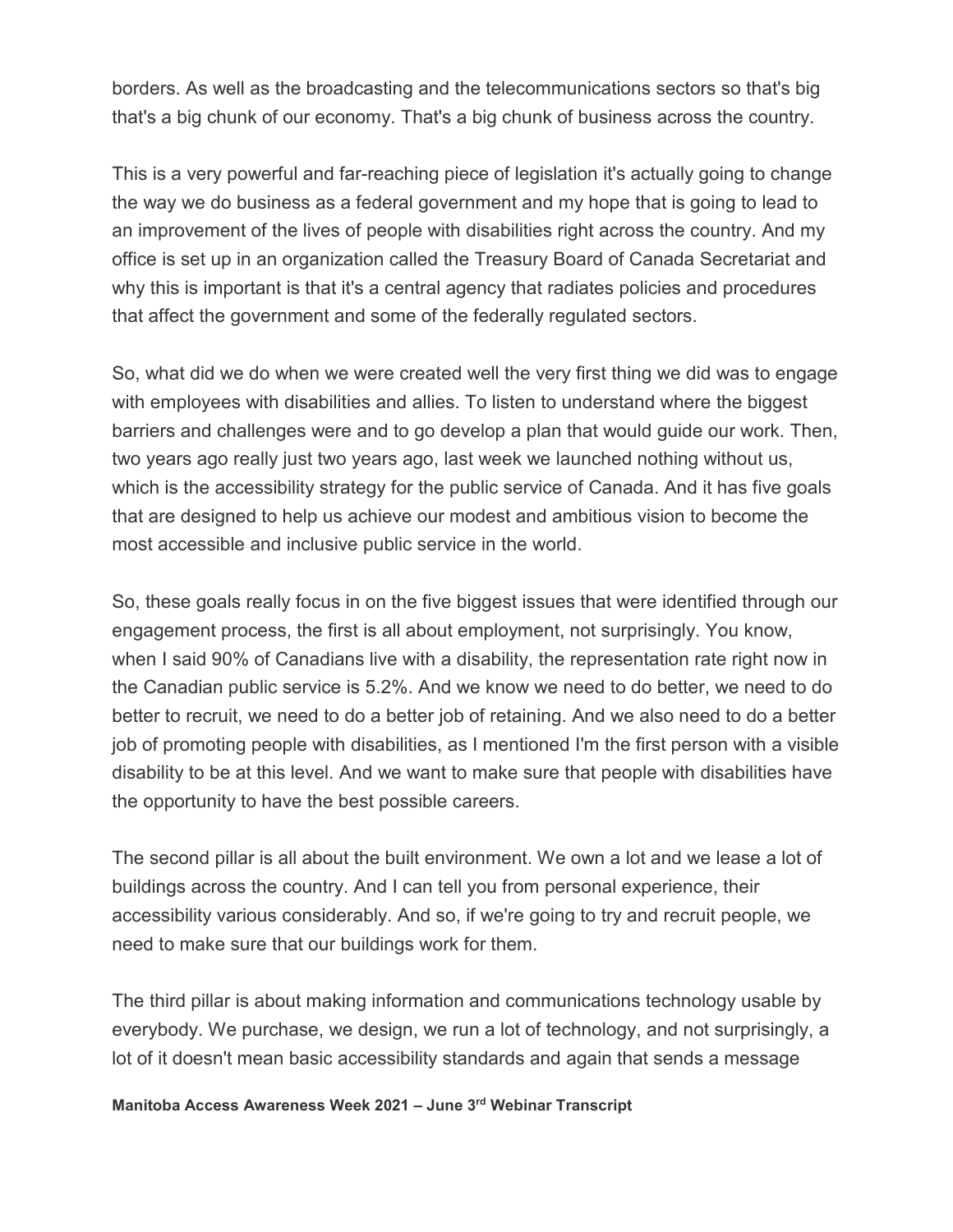borders. As well as the broadcasting and the telecommunications sectors so that's big that's a big chunk of our economy. That's a big chunk of business across the country.

This is a very powerful and far-reaching piece of legislation it's actually going to change the way we do business as a federal government and my hope that is going to lead to an improvement of the lives of people with disabilities right across the country. And my office is set up in an organization called the Treasury Board of Canada Secretariat and why this is important is that it's a central agency that radiates policies and procedures that affect the government and some of the federally regulated sectors.

So, what did we do when we were created well the very first thing we did was to engage with employees with disabilities and allies. To listen to understand where the biggest barriers and challenges were and to go develop a plan that would guide our work. Then, two years ago really just two years ago, last week we launched nothing without us, which is the accessibility strategy for the public service of Canada. And it has five goals that are designed to help us achieve our modest and ambitious vision to become the most accessible and inclusive public service in the world.

So, these goals really focus in on the five biggest issues that were identified through our engagement process, the first is all about employment, not surprisingly. You know, when I said 90% of Canadians live with a disability, the representation rate right now in the Canadian public service is 5.2%. And we know we need to do better, we need to do better to recruit, we need to do a better job of retaining. And we also need to do a better job of promoting people with disabilities, as I mentioned I'm the first person with a visible disability to be at this level. And we want to make sure that people with disabilities have the opportunity to have the best possible careers.

The second pillar is all about the built environment. We own a lot and we lease a lot of buildings across the country. And I can tell you from personal experience, their accessibility various considerably. And so, if we're going to try and recruit people, we need to make sure that our buildings work for them.

The third pillar is about making information and communications technology usable by everybody. We purchase, we design, we run a lot of technology, and not surprisingly, a lot of it doesn't mean basic accessibility standards and again that sends a message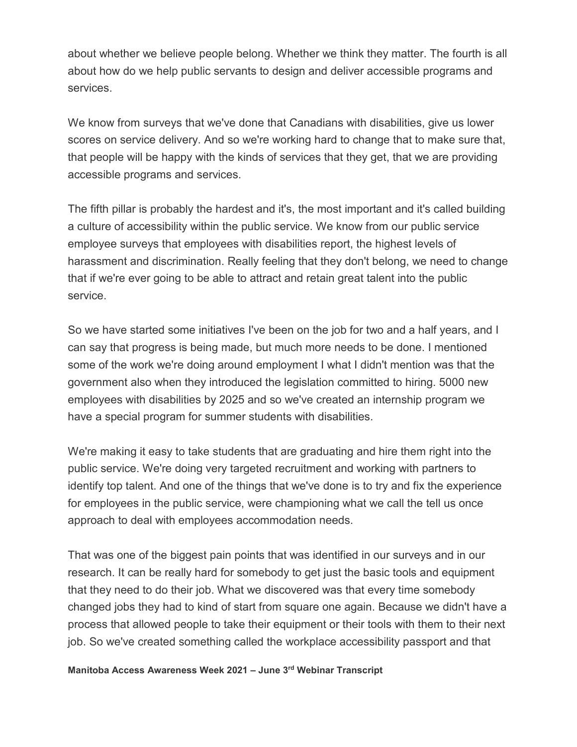about whether we believe people belong. Whether we think they matter. The fourth is all about how do we help public servants to design and deliver accessible programs and services.

We know from surveys that we've done that Canadians with disabilities, give us lower scores on service delivery. And so we're working hard to change that to make sure that, that people will be happy with the kinds of services that they get, that we are providing accessible programs and services.

The fifth pillar is probably the hardest and it's, the most important and it's called building a culture of accessibility within the public service. We know from our public service employee surveys that employees with disabilities report, the highest levels of harassment and discrimination. Really feeling that they don't belong, we need to change that if we're ever going to be able to attract and retain great talent into the public service.

So we have started some initiatives I've been on the job for two and a half years, and I can say that progress is being made, but much more needs to be done. I mentioned some of the work we're doing around employment I what I didn't mention was that the government also when they introduced the legislation committed to hiring. 5000 new employees with disabilities by 2025 and so we've created an internship program we have a special program for summer students with disabilities.

We're making it easy to take students that are graduating and hire them right into the public service. We're doing very targeted recruitment and working with partners to identify top talent. And one of the things that we've done is to try and fix the experience for employees in the public service, were championing what we call the tell us once approach to deal with employees accommodation needs.

That was one of the biggest pain points that was identified in our surveys and in our research. It can be really hard for somebody to get just the basic tools and equipment that they need to do their job. What we discovered was that every time somebody changed jobs they had to kind of start from square one again. Because we didn't have a process that allowed people to take their equipment or their tools with them to their next job. So we've created something called the workplace accessibility passport and that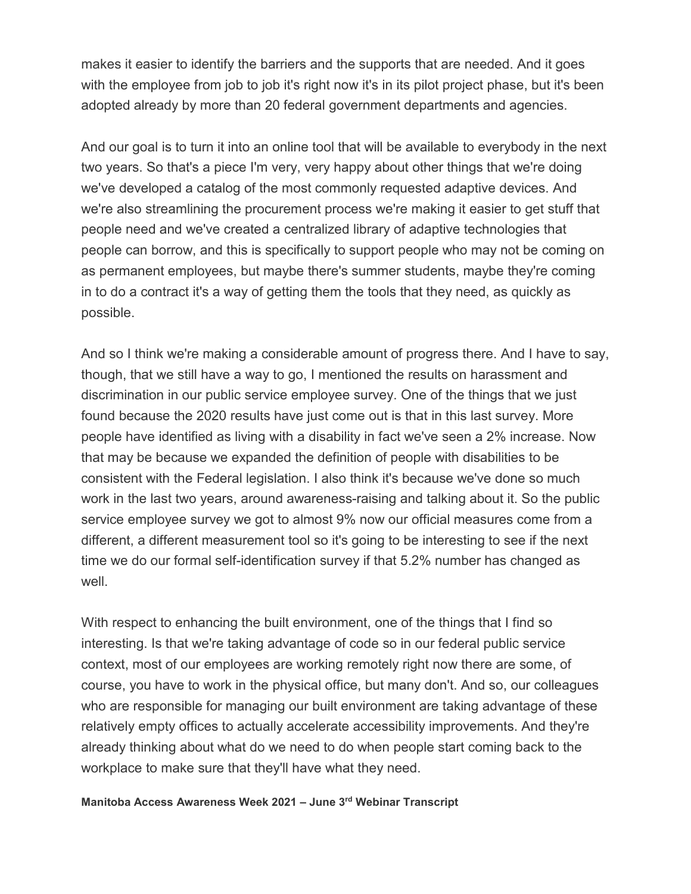makes it easier to identify the barriers and the supports that are needed. And it goes with the employee from job to job it's right now it's in its pilot project phase, but it's been adopted already by more than 20 federal government departments and agencies.

And our goal is to turn it into an online tool that will be available to everybody in the next two years. So that's a piece I'm very, very happy about other things that we're doing we've developed a catalog of the most commonly requested adaptive devices. And we're also streamlining the procurement process we're making it easier to get stuff that people need and we've created a centralized library of adaptive technologies that people can borrow, and this is specifically to support people who may not be coming on as permanent employees, but maybe there's summer students, maybe they're coming in to do a contract it's a way of getting them the tools that they need, as quickly as possible.

And so I think we're making a considerable amount of progress there. And I have to say, though, that we still have a way to go, I mentioned the results on harassment and discrimination in our public service employee survey. One of the things that we just found because the 2020 results have just come out is that in this last survey. More people have identified as living with a disability in fact we've seen a 2% increase. Now that may be because we expanded the definition of people with disabilities to be consistent with the Federal legislation. I also think it's because we've done so much work in the last two years, around awareness-raising and talking about it. So the public service employee survey we got to almost 9% now our official measures come from a different, a different measurement tool so it's going to be interesting to see if the next time we do our formal self-identification survey if that 5.2% number has changed as well.

With respect to enhancing the built environment, one of the things that I find so interesting. Is that we're taking advantage of code so in our federal public service context, most of our employees are working remotely right now there are some, of course, you have to work in the physical office, but many don't. And so, our colleagues who are responsible for managing our built environment are taking advantage of these relatively empty offices to actually accelerate accessibility improvements. And they're already thinking about what do we need to do when people start coming back to the workplace to make sure that they'll have what they need.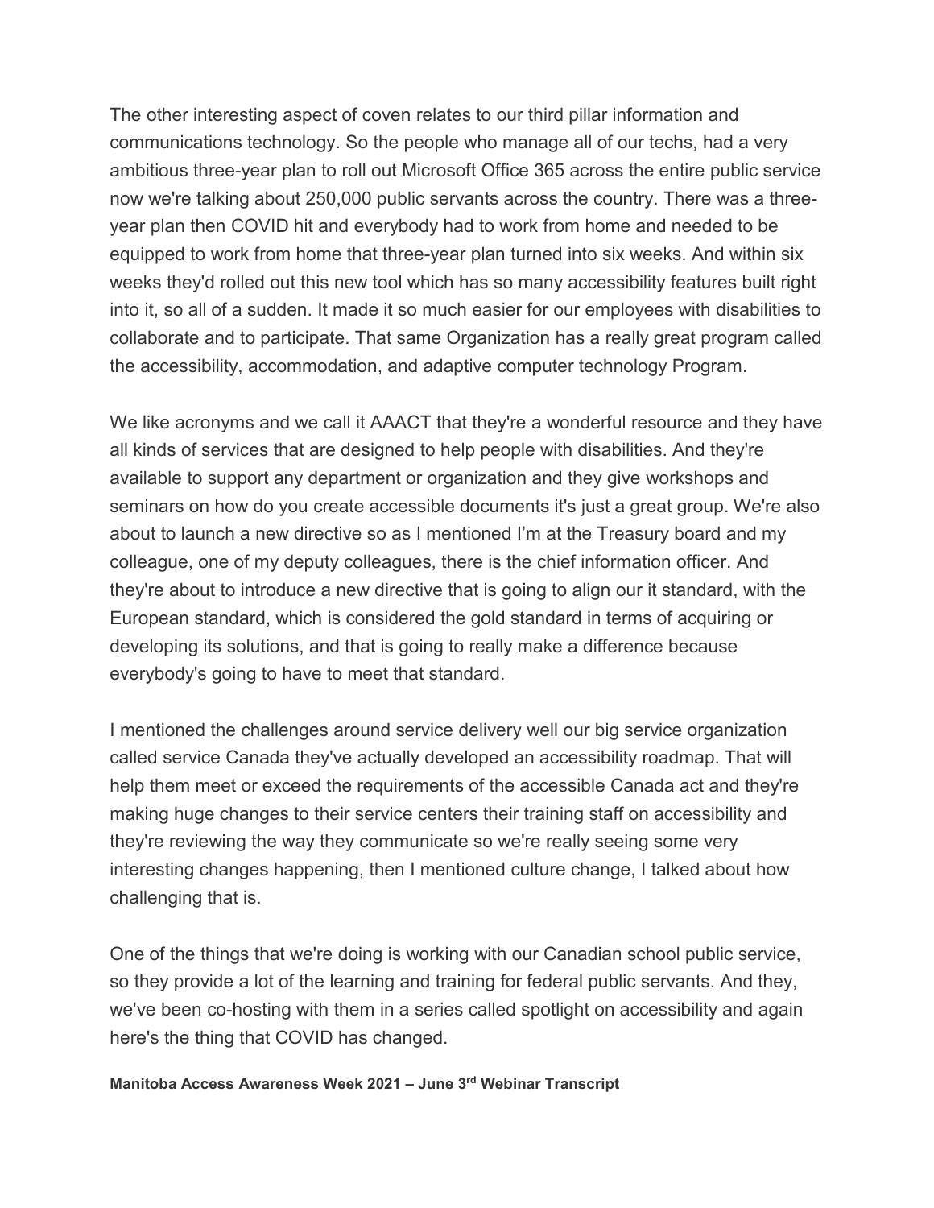The other interesting aspect of coven relates to our third pillar information and communications technology. So the people who manage all of our techs, had a very ambitious three-year plan to roll out Microsoft Office 365 across the entire public service now we're talking about 250,000 public servants across the country. There was a three-year plan then COVID hit and everybody had to work from home and needed to be equipped to work from home that three-year plan turned into six weeks. And within six weeks they'd rolled out this new tool which has so many accessibility features built right into it, so all of a sudden. It made it so much easier for our employees with disabilities to collaborate and to participate. That same Organization has a really great program called the accessibility, accommodation, and adaptive computer technology Program.

We like acronyms and we call it AAACT that they're a wonderful resource and they have all kinds of services that are designed to help people with disabilities. And they're available to support any department or organization and they give workshops and seminars on how do you create accessible documents it's just a great group. We're also about to launch a new directive so as I mentioned I'm at the Treasury board and my colleague, one of my deputy colleagues, there is the chief information officer. And they're about to introduce a new directive that is going to align our it standard, with the European standard, which is considered the gold standard in terms of acquiring or developing its solutions, and that is going to really make a difference because everybody's going to have to meet that standard.

I mentioned the challenges around service delivery well our big service organization called service Canada they've actually developed an accessibility roadmap. That will help them meet or exceed the requirements of the accessible Canada act and they're making huge changes to their service centers their training staff on accessibility and they're reviewing the way they communicate so we're really seeing some very interesting changes happening, then I mentioned culture change, I talked about how challenging that is.

One of the things that we're doing is working with our Canadian school public service, so they provide a lot of the learning and training for federal public servants. And they, we've been co-hosting with them in a series called spotlight on accessibility and again here's the thing that COVID has changed.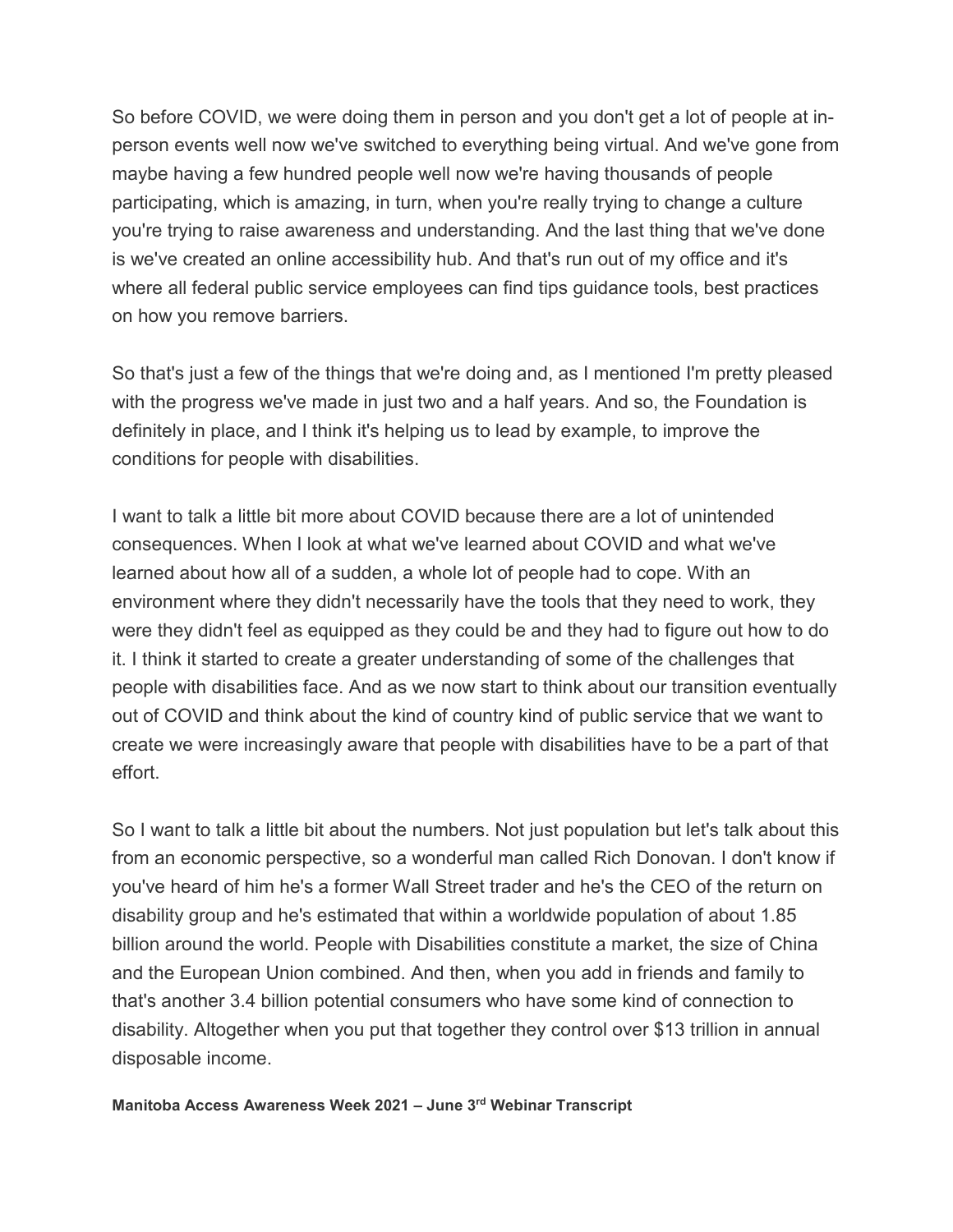So before COVID, we were doing them in person and you don't get a lot of people at in-person events well now we've switched to everything being virtual. And we've gone from maybe having a few hundred people well now we're having thousands of people participating, which is amazing, in turn, when you're really trying to change a culture you're trying to raise awareness and understanding. And the last thing that we've done is we've created an online accessibility hub. And that's run out of my office and it's where all federal public service employees can find tips guidance tools, best practices on how you remove barriers.

So that's just a few of the things that we're doing and, as I mentioned I'm pretty pleased with the progress we've made in just two and a half years. And so, the Foundation is definitely in place, and I think it's helping us to lead by example, to improve the conditions for people with disabilities.

I want to talk a little bit more about COVID because there are a lot of unintended consequences. When I look at what we've learned about COVID and what we've learned about how all of a sudden, a whole lot of people had to cope. With an environment where they didn't necessarily have the tools that they need to work, they were they didn't feel as equipped as they could be and they had to figure out how to do it. I think it started to create a greater understanding of some of the challenges that people with disabilities face. And as we now start to think about our transition eventually out of COVID and think about the kind of country kind of public service that we want to create we were increasingly aware that people with disabilities have to be a part of that effort.

So I want to talk a little bit about the numbers. Not just population but let's talk about this from an economic perspective, so a wonderful man called Rich Donovan. I don't know if you've heard of him he's a former Wall Street trader and he's the CEO of the return on disability group and he's estimated that within a worldwide population of about 1.85 billion around the world. People with Disabilities constitute a market, the size of China and the European Union combined. And then, when you add in friends and family to that's another 3.4 billion potential consumers who have some kind of connection to disability. Altogether when you put that together they control over $13 trillion in annual disposable income.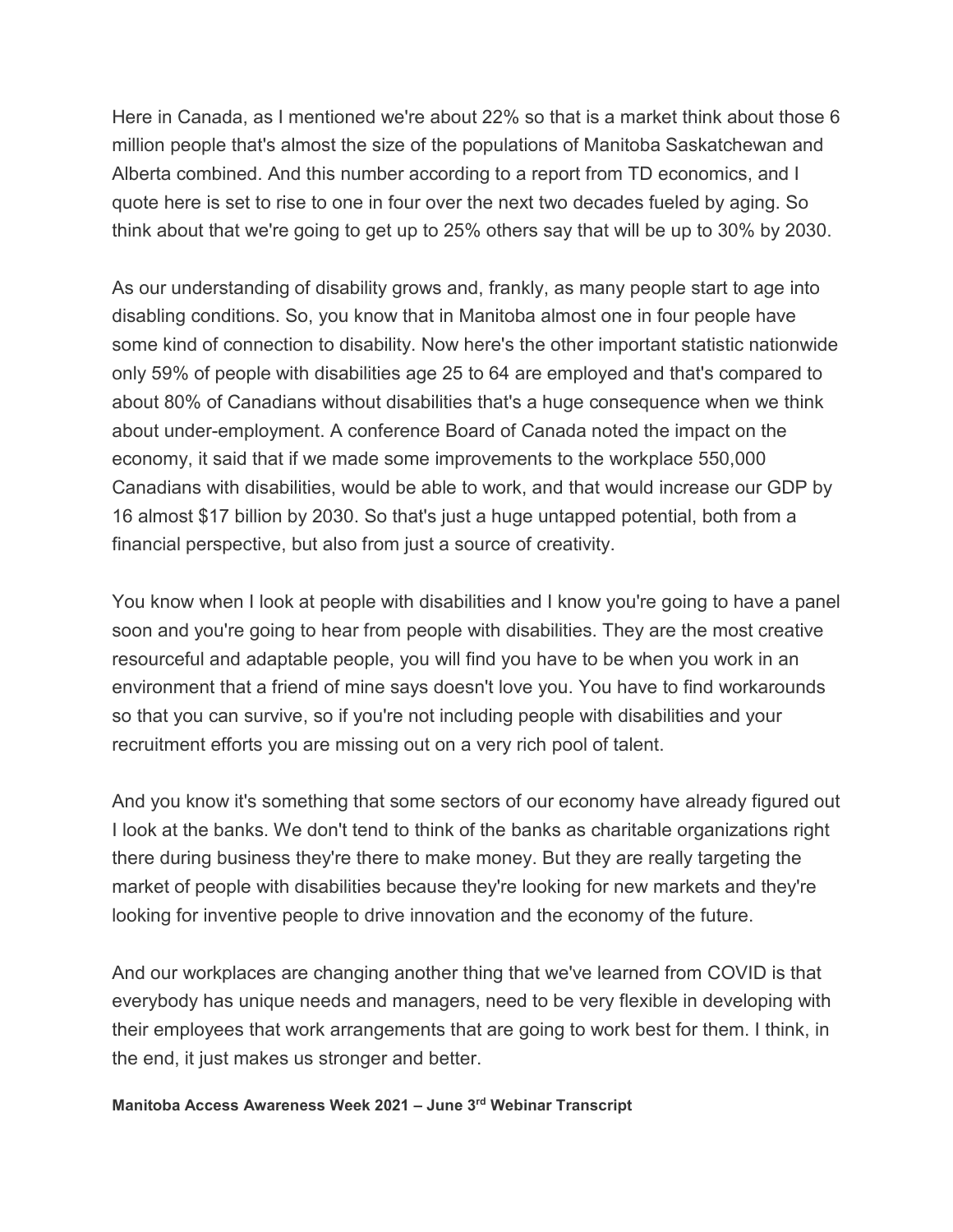Here in Canada, as I mentioned we're about 22% so that is a market think about those 6 million people that's almost the size of the populations of Manitoba Saskatchewan and Alberta combined. And this number according to a report from TD economics, and I quote here is set to rise to one in four over the next two decades fueled by aging. So think about that we're going to get up to 25% others say that will be up to 30% by 2030.

As our understanding of disability grows and, frankly, as many people start to age into disabling conditions. So, you know that in Manitoba almost one in four people have some kind of connection to disability. Now here's the other important statistic nationwide only 59% of people with disabilities age 25 to 64 are employed and that's compared to about 80% of Canadians without disabilities that's a huge consequence when we think about under-employment. A conference Board of Canada noted the impact on the economy, it said that if we made some improvements to the workplace 550,000 Canadians with disabilities, would be able to work, and that would increase our GDP by 16 almost $17 billion by 2030. So that's just a huge untapped potential, both from a financial perspective, but also from just a source of creativity.

You know when I look at people with disabilities and I know you're going to have a panel soon and you're going to hear from people with disabilities. They are the most creative resourceful and adaptable people, you will find you have to be when you work in an environment that a friend of mine says doesn't love you. You have to find workarounds so that you can survive, so if you're not including people with disabilities and your recruitment efforts you are missing out on a very rich pool of talent.

And you know it's something that some sectors of our economy have already figured out I look at the banks. We don't tend to think of the banks as charitable organizations right there during business they're there to make money. But they are really targeting the market of people with disabilities because they're looking for new markets and they're looking for inventive people to drive innovation and the economy of the future.

And our workplaces are changing another thing that we've learned from COVID is that everybody has unique needs and managers, need to be very flexible in developing with their employees that work arrangements that are going to work best for them. I think, in the end, it just makes us stronger and better.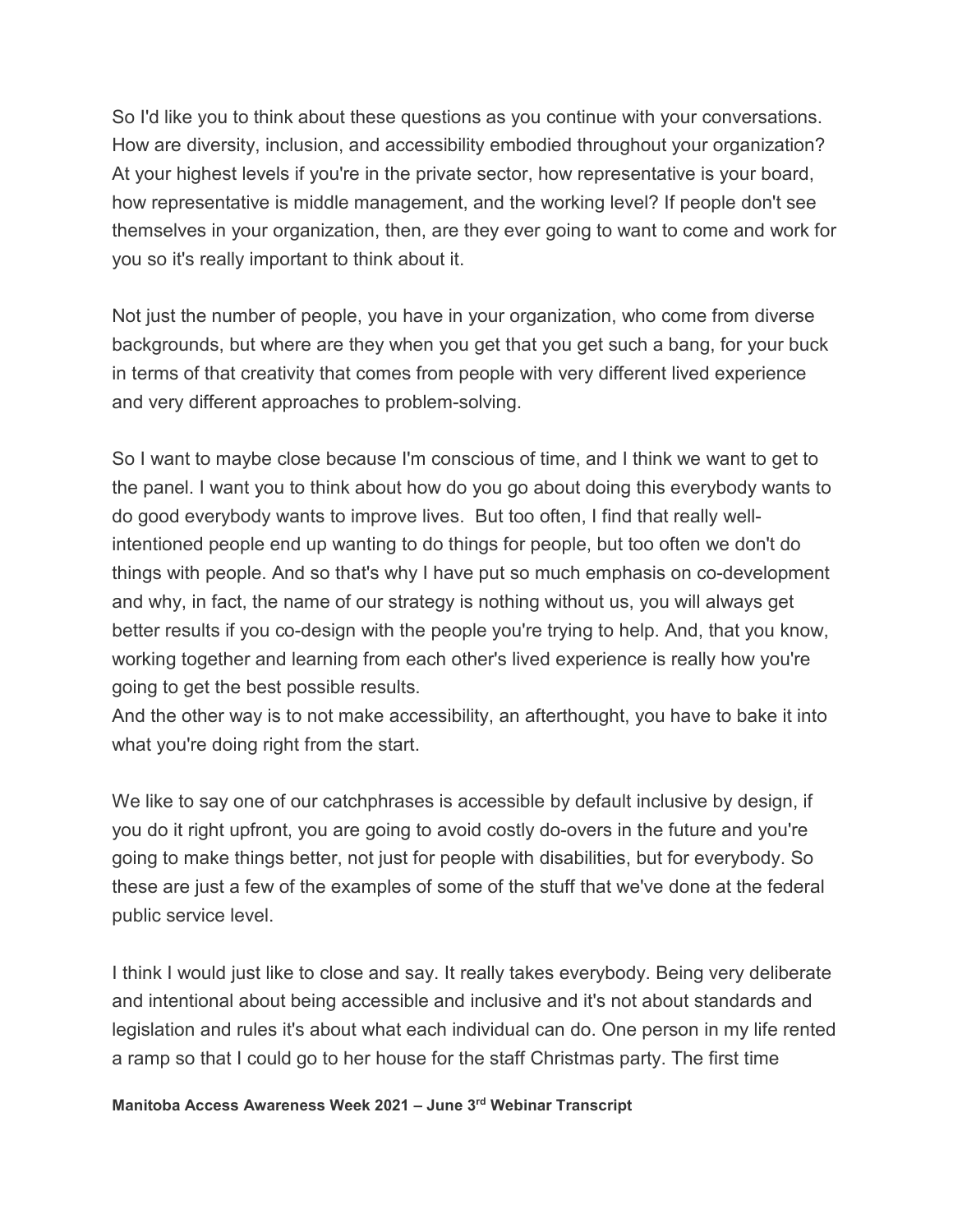So I'd like you to think about these questions as you continue with your conversations. How are diversity, inclusion, and accessibility embodied throughout your organization? At your highest levels if you're in the private sector, how representative is your board, how representative is middle management, and the working level? If people don't see themselves in your organization, then, are they ever going to want to come and work for you so it's really important to think about it.

Not just the number of people, you have in your organization, who come from diverse backgrounds, but where are they when you get that you get such a bang, for your buck in terms of that creativity that comes from people with very different lived experience and very different approaches to problem-solving.

So I want to maybe close because I'm conscious of time, and I think we want to get to the panel. I want you to think about how do you go about doing this everybody wants to do good everybody wants to improve lives. But too often, I find that really well-intentioned people end up wanting to do things for people, but too often we don't do things with people. And so that's why I have put so much emphasis on co-development and why, in fact, the name of our strategy is nothing without us, you will always get better results if you co-design with the people you're trying to help. And, that you know, working together and learning from each other's lived experience is really how you're going to get the best possible results.

And the other way is to not make accessibility, an afterthought, you have to bake it into what you're doing right from the start.

We like to say one of our catchphrases is accessible by default inclusive by design, if you do it right upfront, you are going to avoid costly do-overs in the future and you're going to make things better, not just for people with disabilities, but for everybody. So these are just a few of the examples of some of the stuff that we've done at the federal public service level.

I think I would just like to close and say. It really takes everybody. Being very deliberate and intentional about being accessible and inclusive and it's not about standards and legislation and rules it's about what each individual can do. One person in my life rented a ramp so that I could go to her house for the staff Christmas party. The first time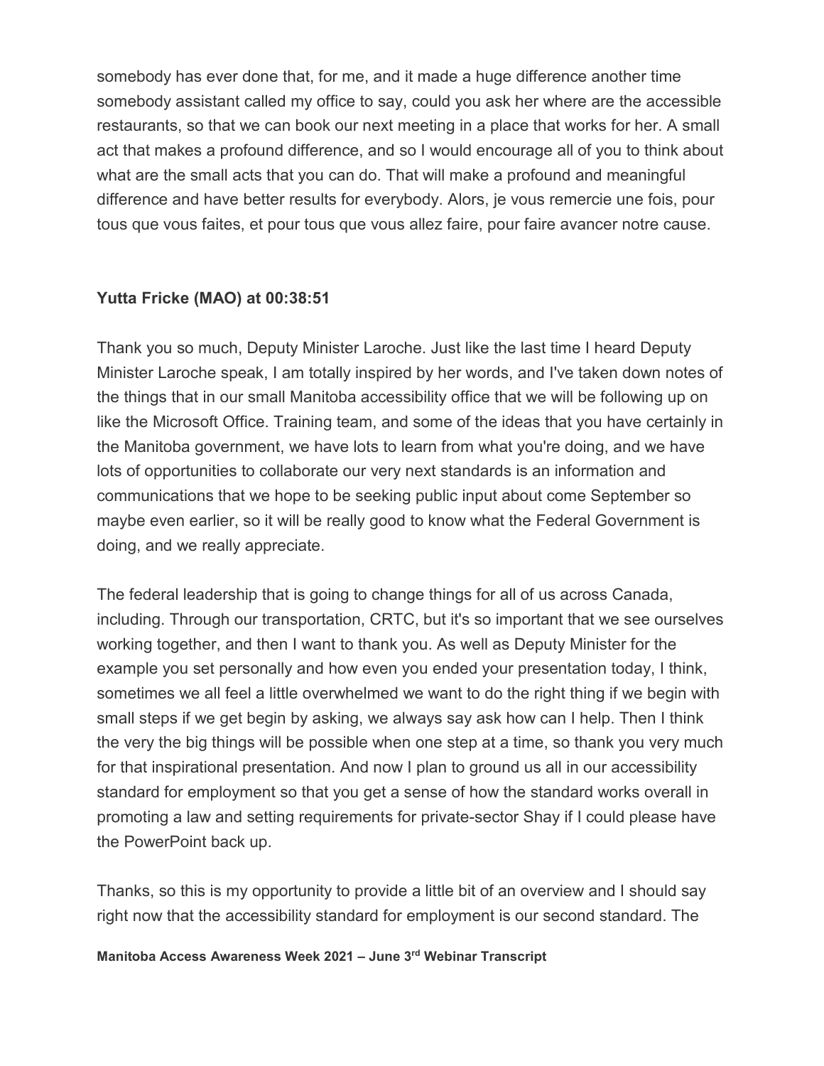somebody has ever done that, for me, and it made a huge difference another time somebody assistant called my office to say, could you ask her where are the accessible restaurants, so that we can book our next meeting in a place that works for her. A small act that makes a profound difference, and so I would encourage all of you to think about what are the small acts that you can do. That will make a profound and meaningful difference and have better results for everybody. Alors, je vous remercie une fois, pour tous que vous faites, et pour tous que vous allez faire, pour faire avancer notre cause.

**Yutta Fricke (MAO) at 00:38:51**

Thank you so much, Deputy Minister Laroche. Just like the last time I heard Deputy Minister Laroche speak, I am totally inspired by her words, and I've taken down notes of the things that in our small Manitoba accessibility office that we will be following up on like the Microsoft Office. Training team, and some of the ideas that you have certainly in the Manitoba government, we have lots to learn from what you're doing, and we have lots of opportunities to collaborate our very next standards is an information and communications that we hope to be seeking public input about come September so maybe even earlier, so it will be really good to know what the Federal Government is doing, and we really appreciate.

The federal leadership that is going to change things for all of us across Canada, including. Through our transportation, CRTC, but it's so important that we see ourselves working together, and then I want to thank you. As well as Deputy Minister for the example you set personally and how even you ended your presentation today, I think, sometimes we all feel a little overwhelmed we want to do the right thing if we begin with small steps if we get begin by asking, we always say ask how can I help. Then I think the very the big things will be possible when one step at a time, so thank you very much for that inspirational presentation. And now I plan to ground us all in our accessibility standard for employment so that you get a sense of how the standard works overall in promoting a law and setting requirements for private-sector Shay if I could please have the PowerPoint back up.

Thanks, so this is my opportunity to provide a little bit of an overview and I should say right now that the accessibility standard for employment is our second standard. The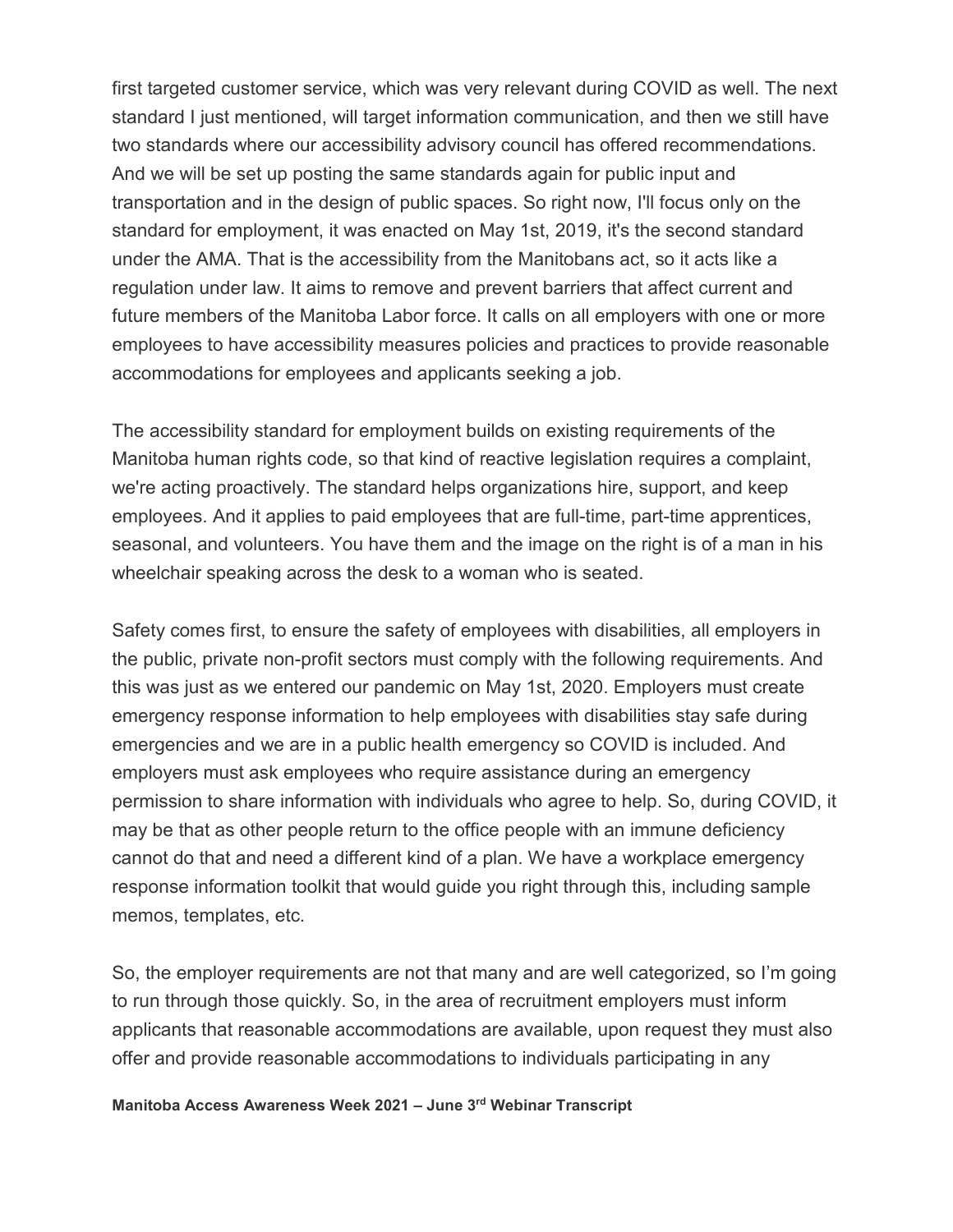first targeted customer service, which was very relevant during COVID as well. The next standard I just mentioned, will target information communication, and then we still have two standards where our accessibility advisory council has offered recommendations. And we will be set up posting the same standards again for public input and transportation and in the design of public spaces. So right now, I'll focus only on the standard for employment, it was enacted on May 1st, 2019, it's the second standard under the AMA. That is the accessibility from the Manitobans act, so it acts like a regulation under law. It aims to remove and prevent barriers that affect current and future members of the Manitoba Labor force. It calls on all employers with one or more employees to have accessibility measures policies and practices to provide reasonable accommodations for employees and applicants seeking a job.

The accessibility standard for employment builds on existing requirements of the Manitoba human rights code, so that kind of reactive legislation requires a complaint, we're acting proactively. The standard helps organizations hire, support, and keep employees. And it applies to paid employees that are full-time, part-time apprentices, seasonal, and volunteers. You have them and the image on the right is of a man in his wheelchair speaking across the desk to a woman who is seated.

Safety comes first, to ensure the safety of employees with disabilities, all employers in the public, private non-profit sectors must comply with the following requirements. And this was just as we entered our pandemic on May 1st, 2020. Employers must create emergency response information to help employees with disabilities stay safe during emergencies and we are in a public health emergency so COVID is included. And employers must ask employees who require assistance during an emergency permission to share information with individuals who agree to help. So, during COVID, it may be that as other people return to the office people with an immune deficiency cannot do that and need a different kind of a plan. We have a workplace emergency response information toolkit that would guide you right through this, including sample memos, templates, etc.

So, the employer requirements are not that many and are well categorized, so I'm going to run through those quickly. So, in the area of recruitment employers must inform applicants that reasonable accommodations are available, upon request they must also offer and provide reasonable accommodations to individuals participating in any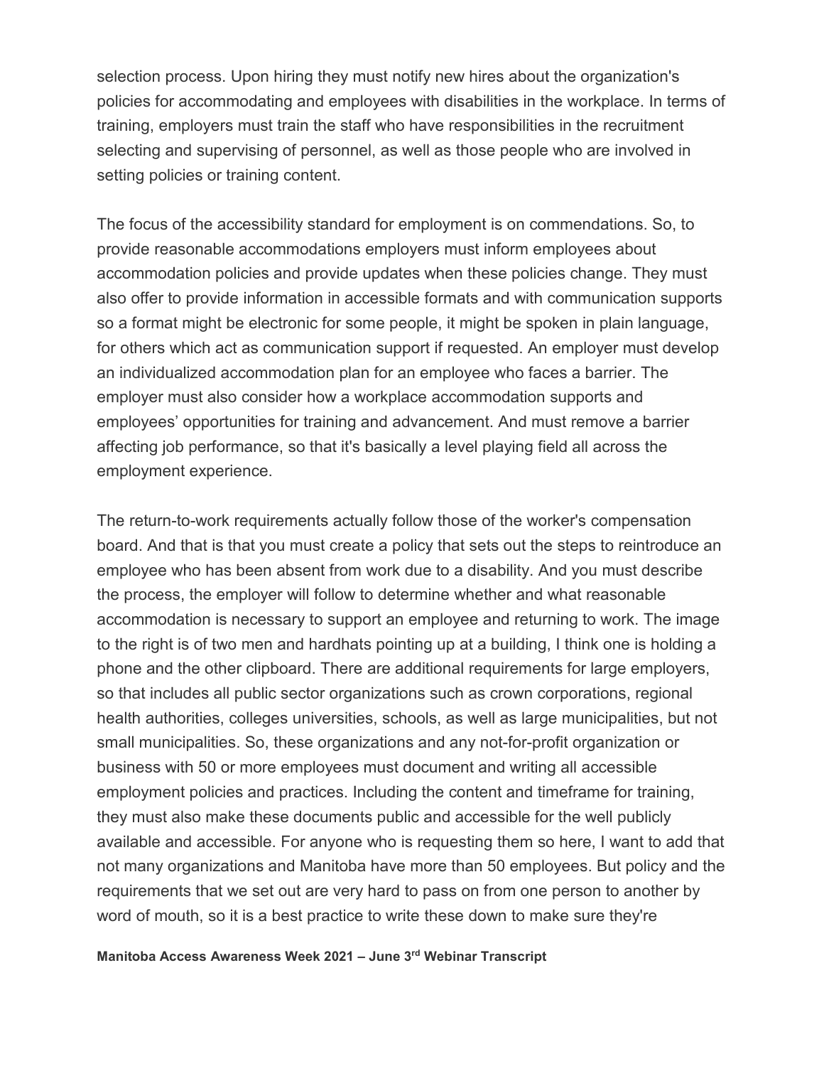selection process. Upon hiring they must notify new hires about the organization's policies for accommodating and employees with disabilities in the workplace. In terms of training, employers must train the staff who have responsibilities in the recruitment selecting and supervising of personnel, as well as those people who are involved in setting policies or training content.

The focus of the accessibility standard for employment is on commendations. So, to provide reasonable accommodations employers must inform employees about accommodation policies and provide updates when these policies change. They must also offer to provide information in accessible formats and with communication supports so a format might be electronic for some people, it might be spoken in plain language, for others which act as communication support if requested. An employer must develop an individualized accommodation plan for an employee who faces a barrier. The employer must also consider how a workplace accommodation supports and employees' opportunities for training and advancement. And must remove a barrier affecting job performance, so that it's basically a level playing field all across the employment experience.

The return-to-work requirements actually follow those of the worker's compensation board. And that is that you must create a policy that sets out the steps to reintroduce an employee who has been absent from work due to a disability. And you must describe the process, the employer will follow to determine whether and what reasonable accommodation is necessary to support an employee and returning to work. The image to the right is of two men and hardhats pointing up at a building, I think one is holding a phone and the other clipboard. There are additional requirements for large employers, so that includes all public sector organizations such as crown corporations, regional health authorities, colleges universities, schools, as well as large municipalities, but not small municipalities. So, these organizations and any not-for-profit organization or business with 50 or more employees must document and writing all accessible employment policies and practices. Including the content and timeframe for training, they must also make these documents public and accessible for the well publicly available and accessible. For anyone who is requesting them so here, I want to add that not many organizations and Manitoba have more than 50 employees. But policy and the requirements that we set out are very hard to pass on from one person to another by word of mouth, so it is a best practice to write these down to make sure they're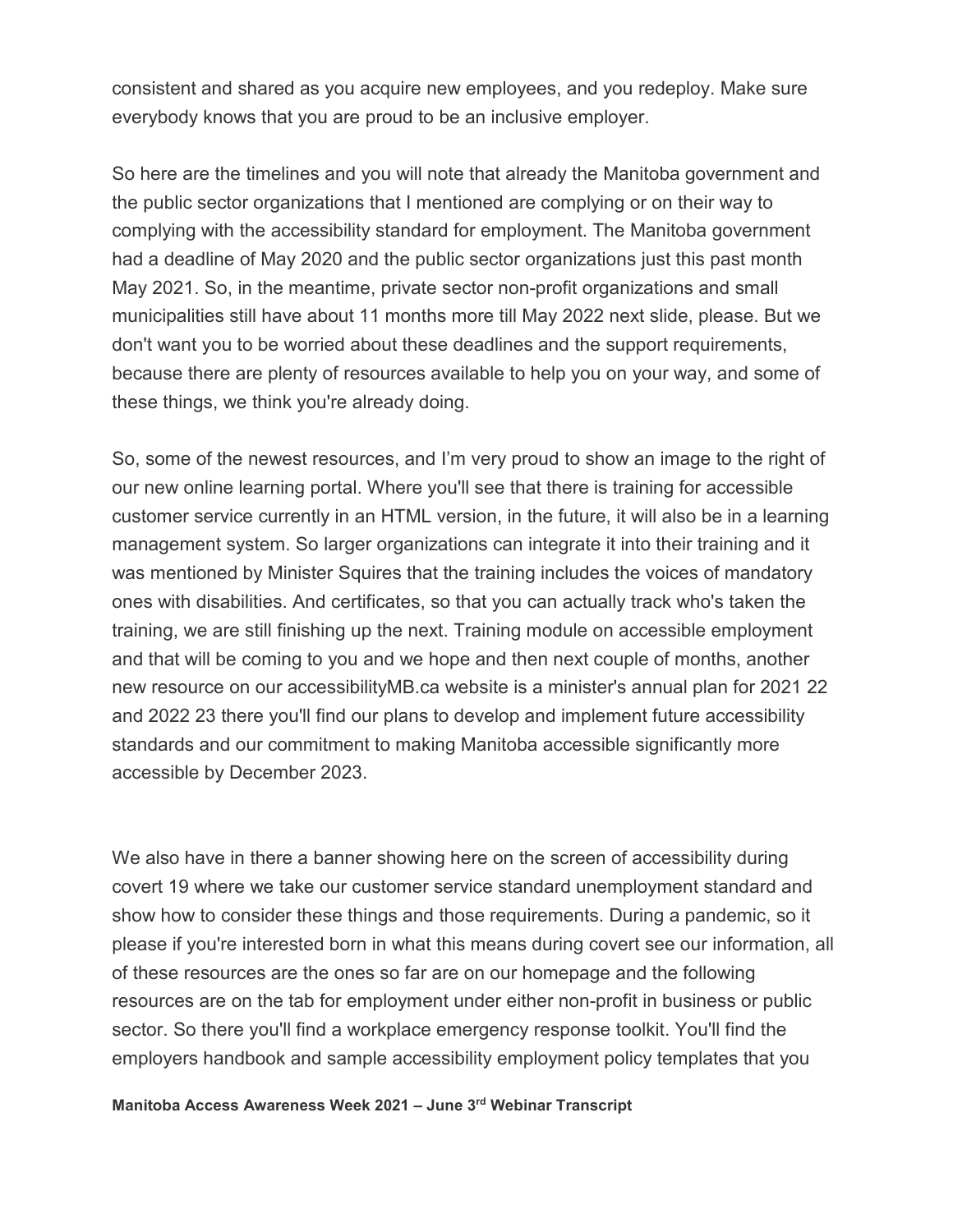consistent and shared as you acquire new employees, and you redeploy. Make sure everybody knows that you are proud to be an inclusive employer.

So here are the timelines and you will note that already the Manitoba government and the public sector organizations that I mentioned are complying or on their way to complying with the accessibility standard for employment. The Manitoba government had a deadline of May 2020 and the public sector organizations just this past month May 2021. So, in the meantime, private sector non-profit organizations and small municipalities still have about 11 months more till May 2022 next slide, please. But we don't want you to be worried about these deadlines and the support requirements, because there are plenty of resources available to help you on your way, and some of these things, we think you're already doing.

So, some of the newest resources, and I'm very proud to show an image to the right of our new online learning portal. Where you'll see that there is training for accessible customer service currently in an HTML version, in the future, it will also be in a learning management system. So larger organizations can integrate it into their training and it was mentioned by Minister Squires that the training includes the voices of mandatory ones with disabilities. And certificates, so that you can actually track who's taken the training, we are still finishing up the next. Training module on accessible employment and that will be coming to you and we hope and then next couple of months, another new resource on our accessibilityMB.ca website is a minister's annual plan for 2021 22 and 2022 23 there you'll find our plans to develop and implement future accessibility standards and our commitment to making Manitoba accessible significantly more accessible by December 2023.

We also have in there a banner showing here on the screen of accessibility during covert 19 where we take our customer service standard unemployment standard and show how to consider these things and those requirements. During a pandemic, so it please if you're interested born in what this means during covert see our information, all of these resources are the ones so far are on our homepage and the following resources are on the tab for employment under either non-profit in business or public sector. So there you'll find a workplace emergency response toolkit. You'll find the employers handbook and sample accessibility employment policy templates that you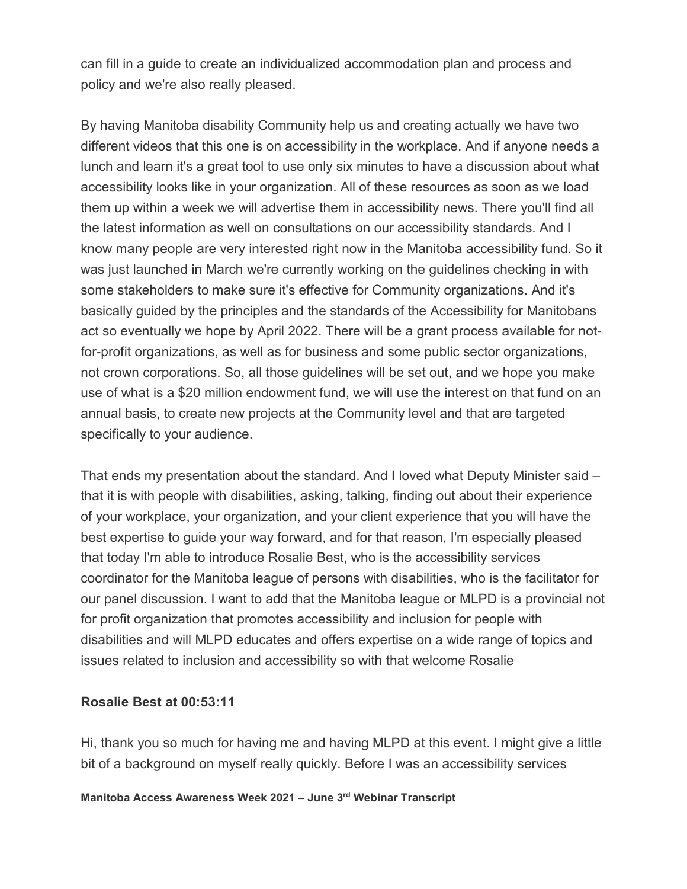can fill in a guide to create an individualized accommodation plan and process and policy and we're also really pleased.

By having Manitoba disability Community help us and creating actually we have two different videos that this one is on accessibility in the workplace. And if anyone needs a lunch and learn it's a great tool to use only six minutes to have a discussion about what accessibility looks like in your organization. All of these resources as soon as we load them up within a week we will advertise them in accessibility news. There you'll find all the latest information as well on consultations on our accessibility standards. And I know many people are very interested right now in the Manitoba accessibility fund. So it was just launched in March we're currently working on the guidelines checking in with some stakeholders to make sure it's effective for Community organizations. And it's basically guided by the principles and the standards of the Accessibility for Manitobans act so eventually we hope by April 2022. There will be a grant process available for not-for-profit organizations, as well as for business and some public sector organizations, not crown corporations. So, all those guidelines will be set out, and we hope you make use of what is a $20 million endowment fund, we will use the interest on that fund on an annual basis, to create new projects at the Community level and that are targeted specifically to your audience.

That ends my presentation about the standard. And I loved what Deputy Minister said – that it is with people with disabilities, asking, talking, finding out about their experience of your workplace, your organization, and your client experience that you will have the best expertise to guide your way forward, and for that reason, I'm especially pleased that today I'm able to introduce Rosalie Best, who is the accessibility services coordinator for the Manitoba league of persons with disabilities, who is the facilitator for our panel discussion. I want to add that the Manitoba league or MLPD is a provincial not for profit organization that promotes accessibility and inclusion for people with disabilities and will MLPD educates and offers expertise on a wide range of topics and issues related to inclusion and accessibility so with that welcome Rosalie

**Rosalie Best at 00:53:11**

Hi, thank you so much for having me and having MLPD at this event. I might give a little bit of a background on myself really quickly. Before I was an accessibility services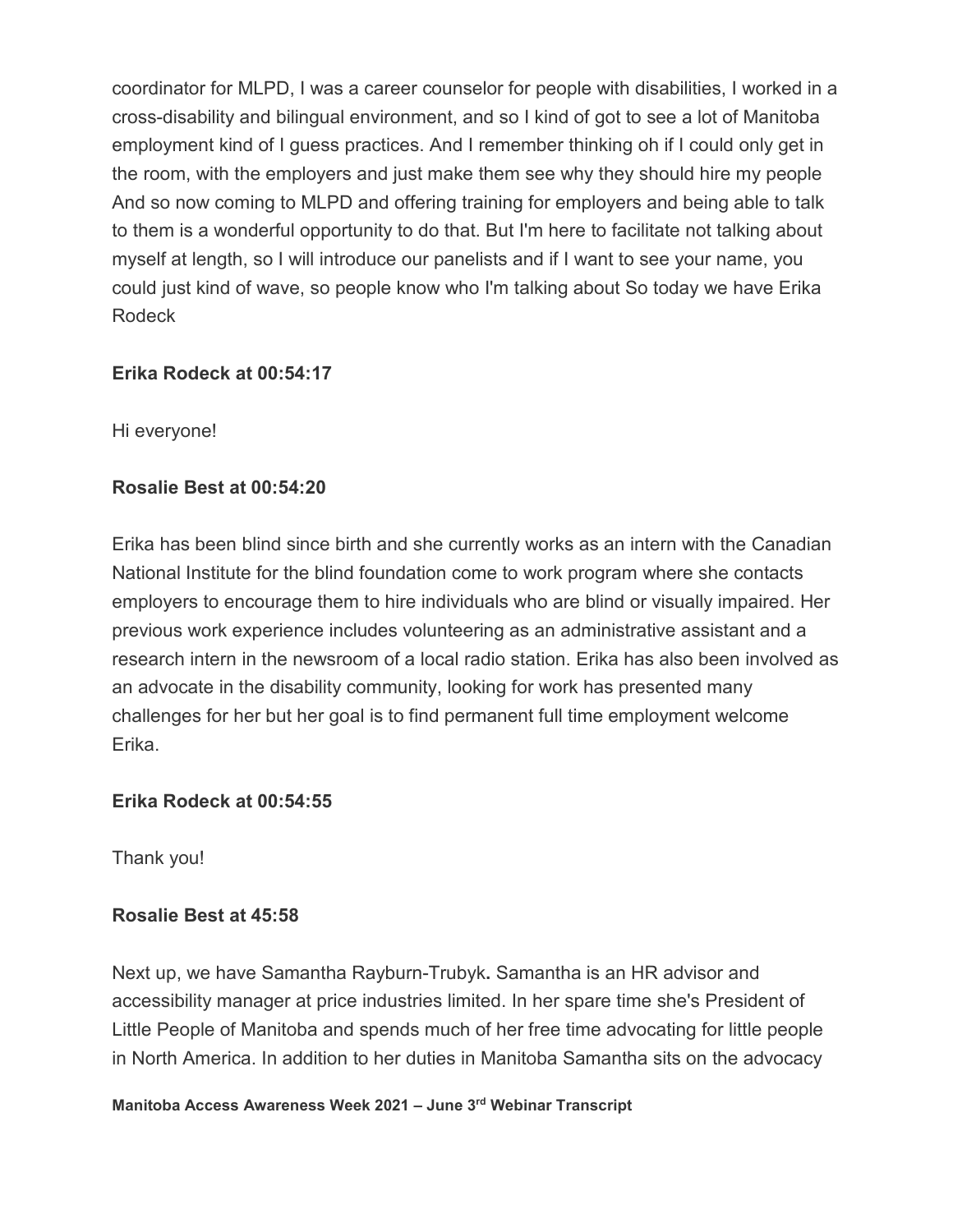coordinator for MLPD, I was a career counselor for people with disabilities, I worked in a cross-disability and bilingual environment, and so I kind of got to see a lot of Manitoba employment kind of I guess practices. And I remember thinking oh if I could only get in the room, with the employers and just make them see why they should hire my people And so now coming to MLPD and offering training for employers and being able to talk to them is a wonderful opportunity to do that. But I'm here to facilitate not talking about myself at length, so I will introduce our panelists and if I want to see your name, you could just kind of wave, so people know who I'm talking about So today we have Erika Rodeck

**Erika Rodeck at 00:54:17**

Hi everyone!

**Rosalie Best at 00:54:20**

Erika has been blind since birth and she currently works as an intern with the Canadian National Institute for the blind foundation come to work program where she contacts employers to encourage them to hire individuals who are blind or visually impaired. Her previous work experience includes volunteering as an administrative assistant and a research intern in the newsroom of a local radio station. Erika has also been involved as an advocate in the disability community, looking for work has presented many challenges for her but her goal is to find permanent full time employment welcome Erika.

**Erika Rodeck at 00:54:55**

Thank you!

**Rosalie Best at 45:58**

Next up, we have Samantha Rayburn-Trubyk**.** Samantha is an HR advisor and accessibility manager at price industries limited. In her spare time she's President of Little People of Manitoba and spends much of her free time advocating for little people in North America. In addition to her duties in Manitoba Samantha sits on the advocacy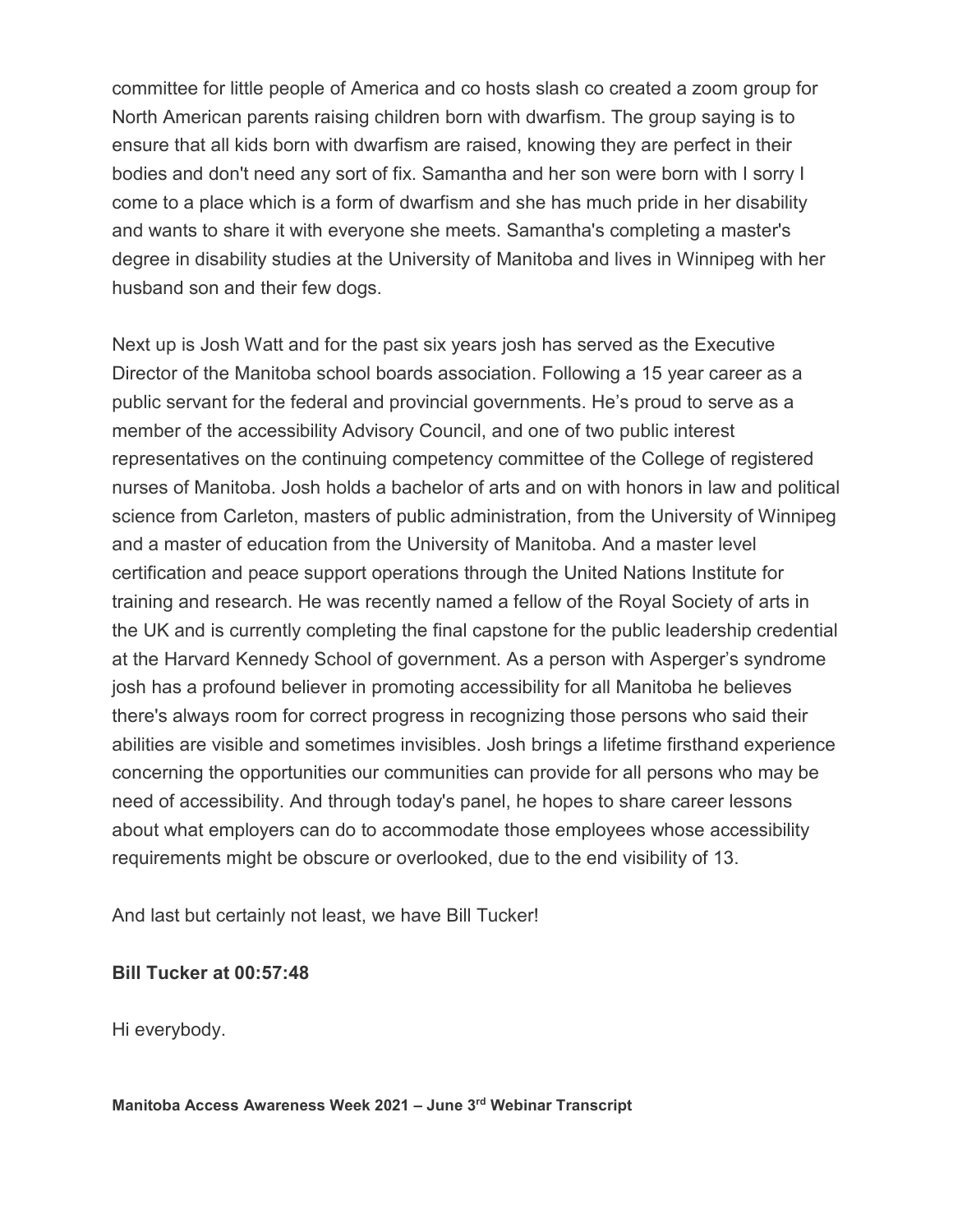committee for little people of America and co hosts slash co created a zoom group for North American parents raising children born with dwarfism. The group saying is to ensure that all kids born with dwarfism are raised, knowing they are perfect in their bodies and don't need any sort of fix. Samantha and her son were born with I sorry I come to a place which is a form of dwarfism and she has much pride in her disability and wants to share it with everyone she meets. Samantha's completing a master's degree in disability studies at the University of Manitoba and lives in Winnipeg with her husband son and their few dogs.

Next up is Josh Watt and for the past six years josh has served as the Executive Director of the Manitoba school boards association. Following a 15 year career as a public servant for the federal and provincial governments. He's proud to serve as a member of the accessibility Advisory Council, and one of two public interest representatives on the continuing competency committee of the College of registered nurses of Manitoba. Josh holds a bachelor of arts and on with honors in law and political science from Carleton, masters of public administration, from the University of Winnipeg and a master of education from the University of Manitoba. And a master level certification and peace support operations through the United Nations Institute for training and research. He was recently named a fellow of the Royal Society of arts in the UK and is currently completing the final capstone for the public leadership credential at the Harvard Kennedy School of government. As a person with Asperger's syndrome josh has a profound believer in promoting accessibility for all Manitoba he believes there's always room for correct progress in recognizing those persons who said their abilities are visible and sometimes invisibles. Josh brings a lifetime firsthand experience concerning the opportunities our communities can provide for all persons who may be need of accessibility. And through today's panel, he hopes to share career lessons about what employers can do to accommodate those employees whose accessibility requirements might be obscure or overlooked, due to the end visibility of 13.

And last but certainly not least, we have Bill Tucker!

**Bill Tucker at 00:57:48**

Hi everybody.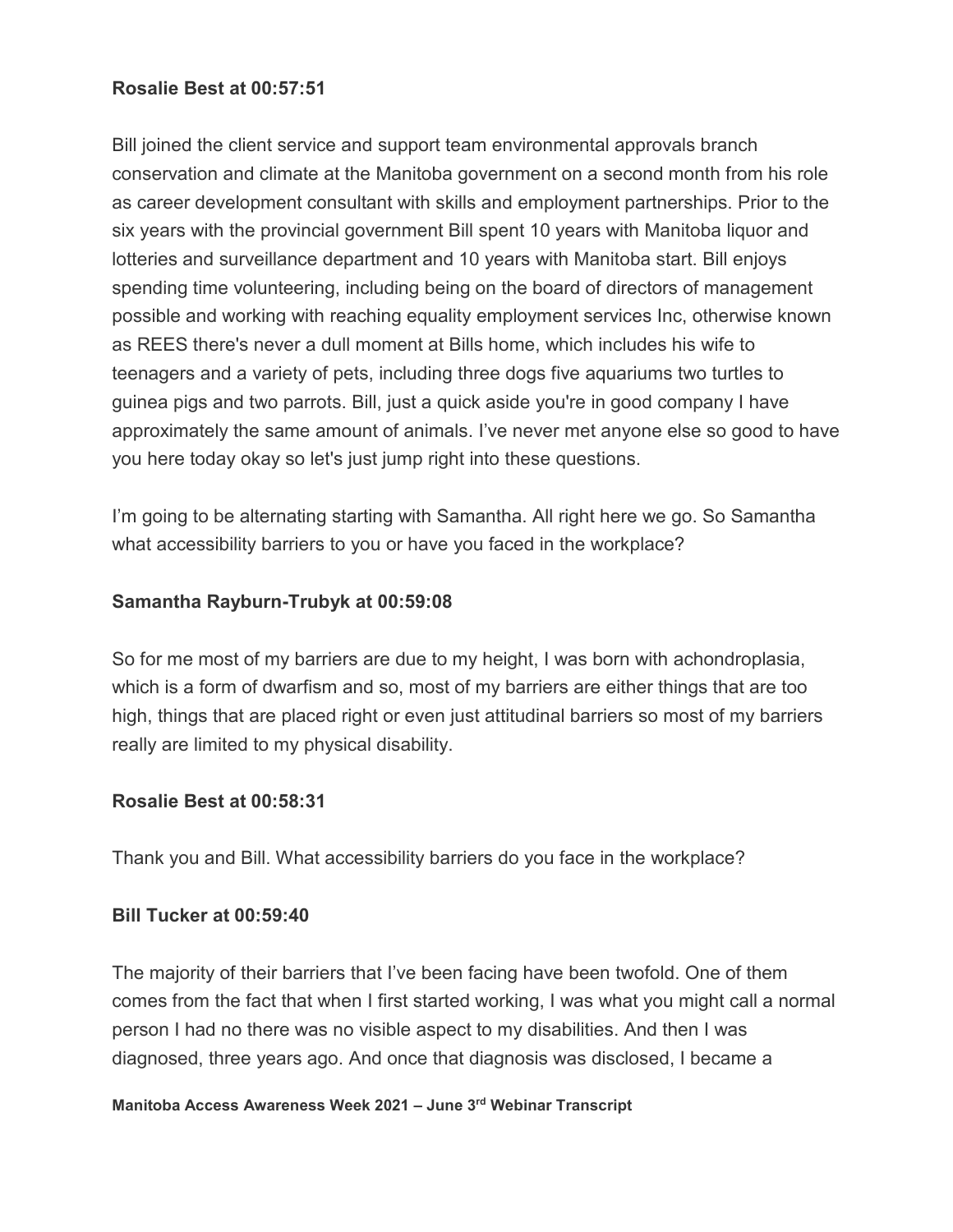**Rosalie Best at 00:57:51**

Bill joined the client service and support team environmental approvals branch conservation and climate at the Manitoba government on a second month from his role as career development consultant with skills and employment partnerships. Prior to the six years with the provincial government Bill spent 10 years with Manitoba liquor and lotteries and surveillance department and 10 years with Manitoba start. Bill enjoys spending time volunteering, including being on the board of directors of management possible and working with reaching equality employment services Inc, otherwise known as REES there's never a dull moment at Bills home, which includes his wife to teenagers and a variety of pets, including three dogs five aquariums two turtles to guinea pigs and two parrots. Bill, just a quick aside you're in good company I have approximately the same amount of animals. I've never met anyone else so good to have you here today okay so let's just jump right into these questions.

I'm going to be alternating starting with Samantha. All right here we go. So Samantha what accessibility barriers to you or have you faced in the workplace?

**Samantha Rayburn-Trubyk at 00:59:08**

So for me most of my barriers are due to my height, I was born with achondroplasia, which is a form of dwarfism and so, most of my barriers are either things that are too high, things that are placed right or even just attitudinal barriers so most of my barriers really are limited to my physical disability.

**Rosalie Best at 00:58:31**

Thank you and Bill. What accessibility barriers do you face in the workplace?

**Bill Tucker at 00:59:40**

The majority of their barriers that I've been facing have been twofold. One of them comes from the fact that when I first started working, I was what you might call a normal person I had no there was no visible aspect to my disabilities. And then I was diagnosed, three years ago. And once that diagnosis was disclosed, I became a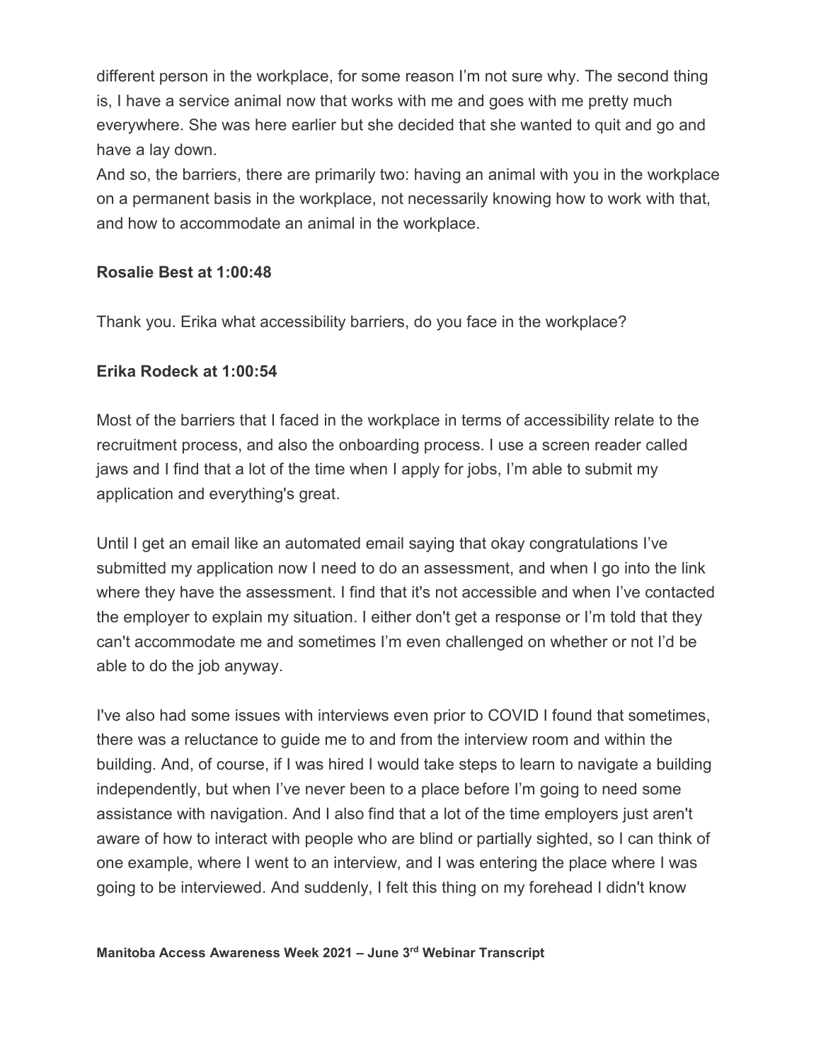different person in the workplace, for some reason I'm not sure why. The second thing is, I have a service animal now that works with me and goes with me pretty much everywhere. She was here earlier but she decided that she wanted to quit and go and have a lay down.

And so, the barriers, there are primarily two: having an animal with you in the workplace on a permanent basis in the workplace, not necessarily knowing how to work with that, and how to accommodate an animal in the workplace.

**Rosalie Best at 1:00:48**

Thank you. Erika what accessibility barriers, do you face in the workplace?

**Erika Rodeck at 1:00:54**

Most of the barriers that I faced in the workplace in terms of accessibility relate to the recruitment process, and also the onboarding process. I use a screen reader called jaws and I find that a lot of the time when I apply for jobs, I'm able to submit my application and everything's great.

Until I get an email like an automated email saying that okay congratulations I've submitted my application now I need to do an assessment, and when I go into the link where they have the assessment. I find that it's not accessible and when I've contacted the employer to explain my situation. I either don't get a response or I'm told that they can't accommodate me and sometimes I'm even challenged on whether or not I'd be able to do the job anyway.

I've also had some issues with interviews even prior to COVID I found that sometimes, there was a reluctance to guide me to and from the interview room and within the building. And, of course, if I was hired I would take steps to learn to navigate a building independently, but when I've never been to a place before I'm going to need some assistance with navigation. And I also find that a lot of the time employers just aren't aware of how to interact with people who are blind or partially sighted, so I can think of one example, where I went to an interview, and I was entering the place where I was going to be interviewed. And suddenly, I felt this thing on my forehead I didn't know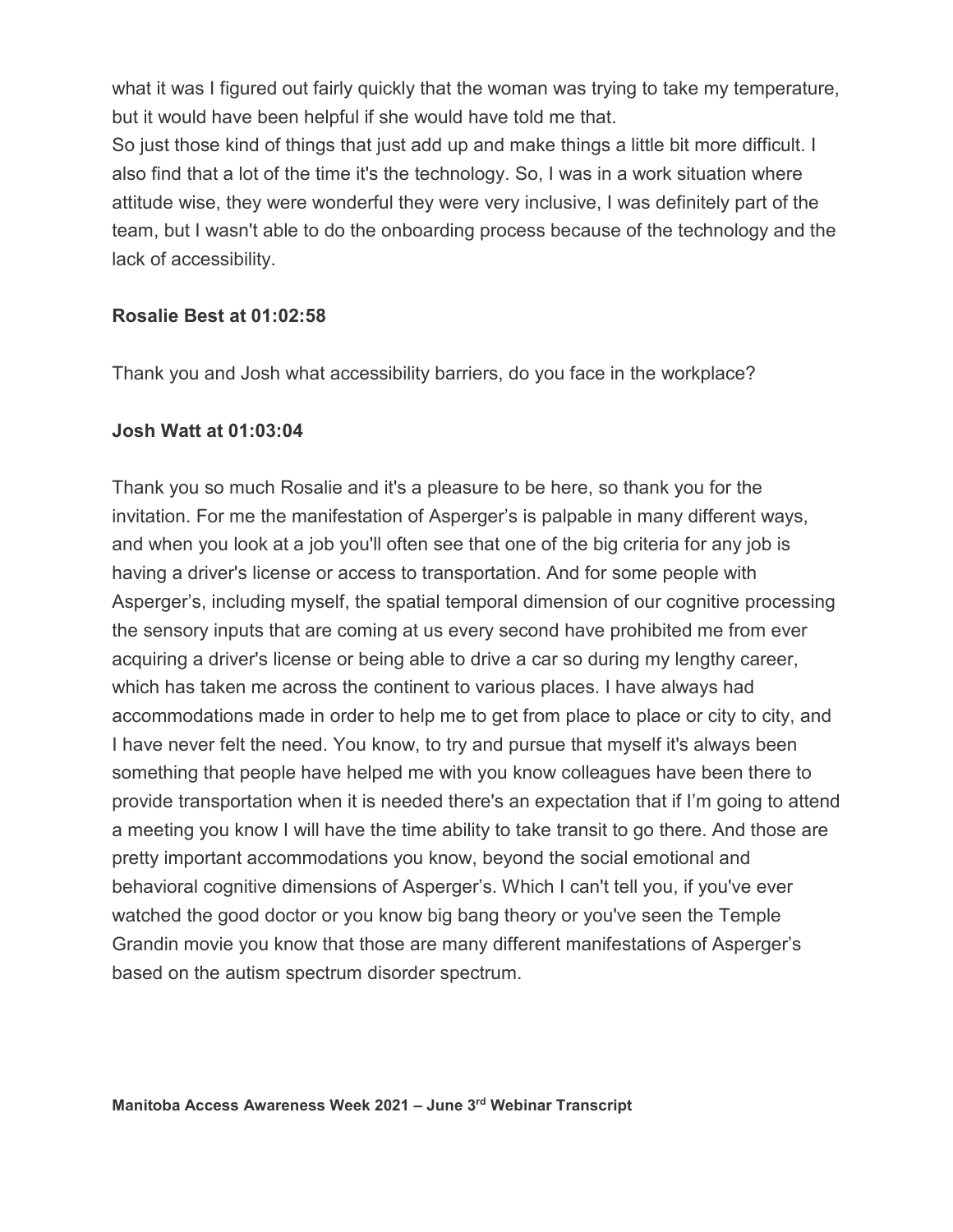what it was I figured out fairly quickly that the woman was trying to take my temperature, but it would have been helpful if she would have told me that.

So just those kind of things that just add up and make things a little bit more difficult. I also find that a lot of the time it's the technology. So, I was in a work situation where attitude wise, they were wonderful they were very inclusive, I was definitely part of the team, but I wasn't able to do the onboarding process because of the technology and the lack of accessibility.

**Rosalie Best at 01:02:58**

Thank you and Josh what accessibility barriers, do you face in the workplace?

**Josh Watt at 01:03:04**

Thank you so much Rosalie and it's a pleasure to be here, so thank you for the invitation. For me the manifestation of Asperger's is palpable in many different ways, and when you look at a job you'll often see that one of the big criteria for any job is having a driver's license or access to transportation. And for some people with Asperger's, including myself, the spatial temporal dimension of our cognitive processing the sensory inputs that are coming at us every second have prohibited me from ever acquiring a driver's license or being able to drive a car so during my lengthy career, which has taken me across the continent to various places. I have always had accommodations made in order to help me to get from place to place or city to city, and I have never felt the need. You know, to try and pursue that myself it's always been something that people have helped me with you know colleagues have been there to provide transportation when it is needed there's an expectation that if I'm going to attend a meeting you know I will have the time ability to take transit to go there. And those are pretty important accommodations you know, beyond the social emotional and behavioral cognitive dimensions of Asperger's. Which I can't tell you, if you've ever watched the good doctor or you know big bang theory or you've seen the Temple Grandin movie you know that those are many different manifestations of Asperger's based on the autism spectrum disorder spectrum.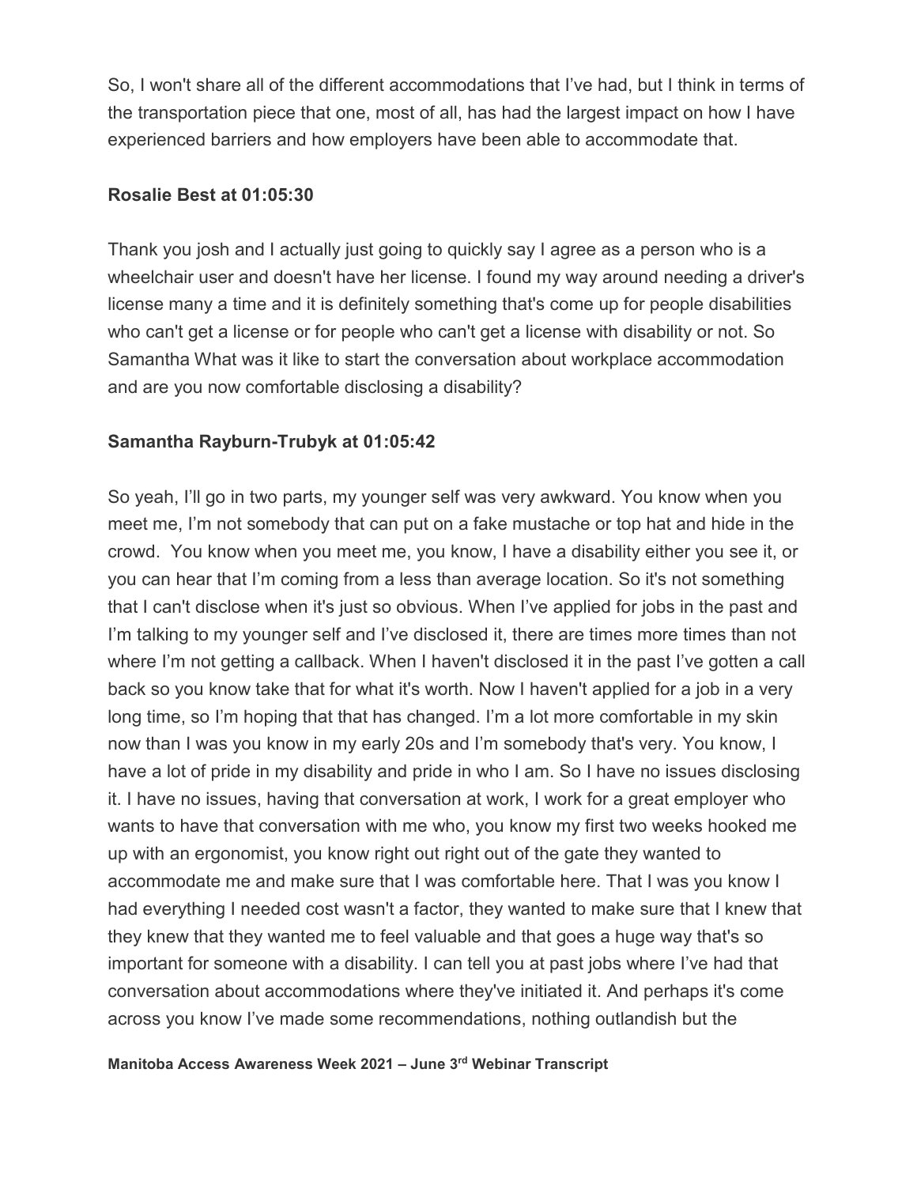So, I won't share all of the different accommodations that I've had, but I think in terms of the transportation piece that one, most of all, has had the largest impact on how I have experienced barriers and how employers have been able to accommodate that.

**Rosalie Best at 01:05:30**

Thank you josh and I actually just going to quickly say I agree as a person who is a wheelchair user and doesn't have her license. I found my way around needing a driver's license many a time and it is definitely something that's come up for people disabilities who can't get a license or for people who can't get a license with disability or not. So Samantha What was it like to start the conversation about workplace accommodation and are you now comfortable disclosing a disability?

**Samantha Rayburn-Trubyk at 01:05:42**

So yeah, I'll go in two parts, my younger self was very awkward. You know when you meet me, I'm not somebody that can put on a fake mustache or top hat and hide in the crowd. You know when you meet me, you know, I have a disability either you see it, or you can hear that I'm coming from a less than average location. So it's not something that I can't disclose when it's just so obvious. When I've applied for jobs in the past and I'm talking to my younger self and I've disclosed it, there are times more times than not where I'm not getting a callback. When I haven't disclosed it in the past I've gotten a call back so you know take that for what it's worth. Now I haven't applied for a job in a very long time, so I'm hoping that that has changed. I'm a lot more comfortable in my skin now than I was you know in my early 20s and I'm somebody that's very. You know, I have a lot of pride in my disability and pride in who I am. So I have no issues disclosing it. I have no issues, having that conversation at work, I work for a great employer who wants to have that conversation with me who, you know my first two weeks hooked me up with an ergonomist, you know right out right out of the gate they wanted to accommodate me and make sure that I was comfortable here. That I was you know I had everything I needed cost wasn't a factor, they wanted to make sure that I knew that they knew that they wanted me to feel valuable and that goes a huge way that's so important for someone with a disability. I can tell you at past jobs where I've had that conversation about accommodations where they've initiated it. And perhaps it's come across you know I've made some recommendations, nothing outlandish but the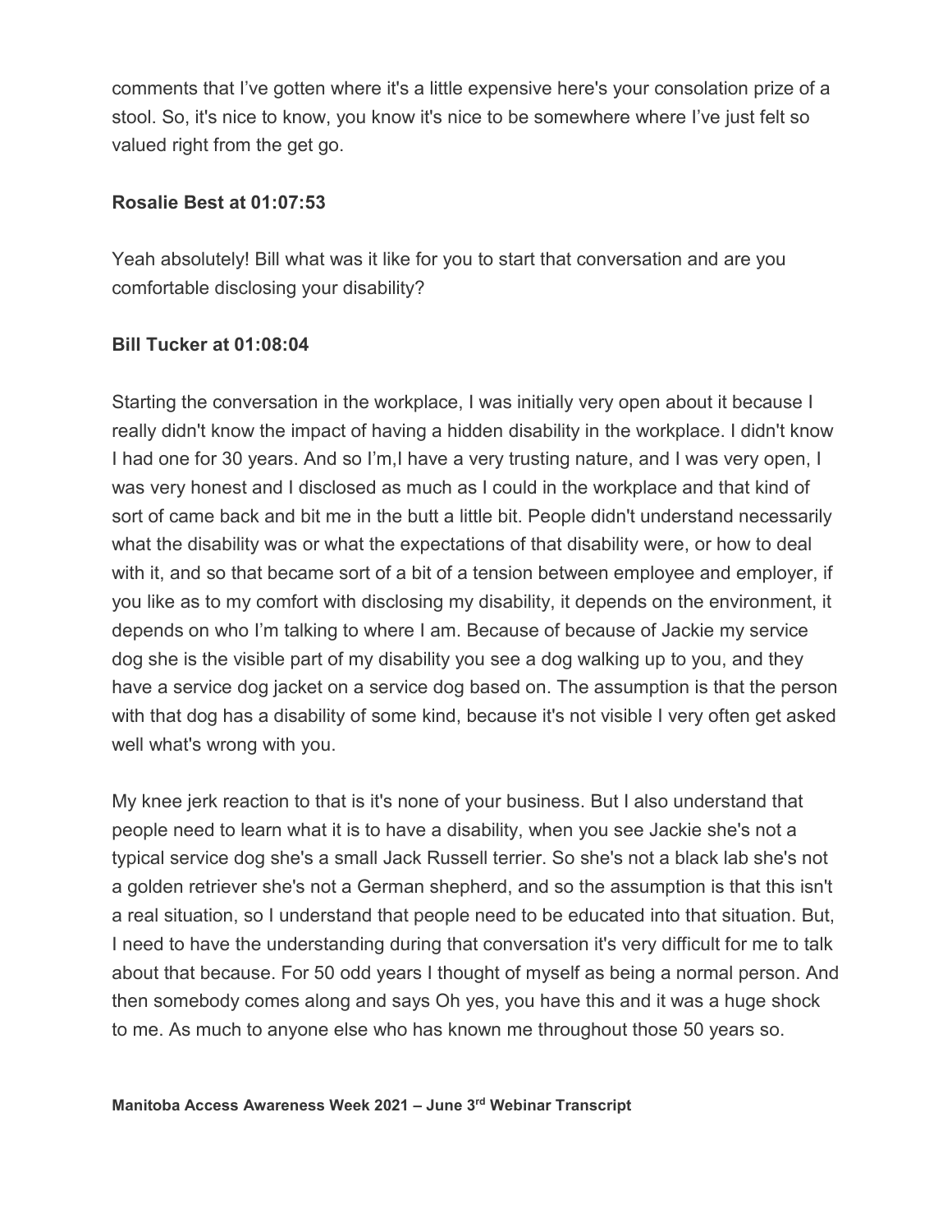comments that I've gotten where it's a little expensive here's your consolation prize of a stool. So, it's nice to know, you know it's nice to be somewhere where I've just felt so valued right from the get go.

**Rosalie Best at 01:07:53**

Yeah absolutely! Bill what was it like for you to start that conversation and are you comfortable disclosing your disability?

**Bill Tucker at 01:08:04**

Starting the conversation in the workplace, I was initially very open about it because I really didn't know the impact of having a hidden disability in the workplace. I didn't know I had one for 30 years. And so I'm,I have a very trusting nature, and I was very open, I was very honest and I disclosed as much as I could in the workplace and that kind of sort of came back and bit me in the butt a little bit. People didn't understand necessarily what the disability was or what the expectations of that disability were, or how to deal with it, and so that became sort of a bit of a tension between employee and employer, if you like as to my comfort with disclosing my disability, it depends on the environment, it depends on who I'm talking to where I am. Because of because of Jackie my service dog she is the visible part of my disability you see a dog walking up to you, and they have a service dog jacket on a service dog based on. The assumption is that the person with that dog has a disability of some kind, because it's not visible I very often get asked well what's wrong with you.

My knee jerk reaction to that is it's none of your business. But I also understand that people need to learn what it is to have a disability, when you see Jackie she's not a typical service dog she's a small Jack Russell terrier. So she's not a black lab she's not a golden retriever she's not a German shepherd, and so the assumption is that this isn't a real situation, so I understand that people need to be educated into that situation. But, I need to have the understanding during that conversation it's very difficult for me to talk about that because. For 50 odd years I thought of myself as being a normal person. And then somebody comes along and says Oh yes, you have this and it was a huge shock to me. As much to anyone else who has known me throughout those 50 years so.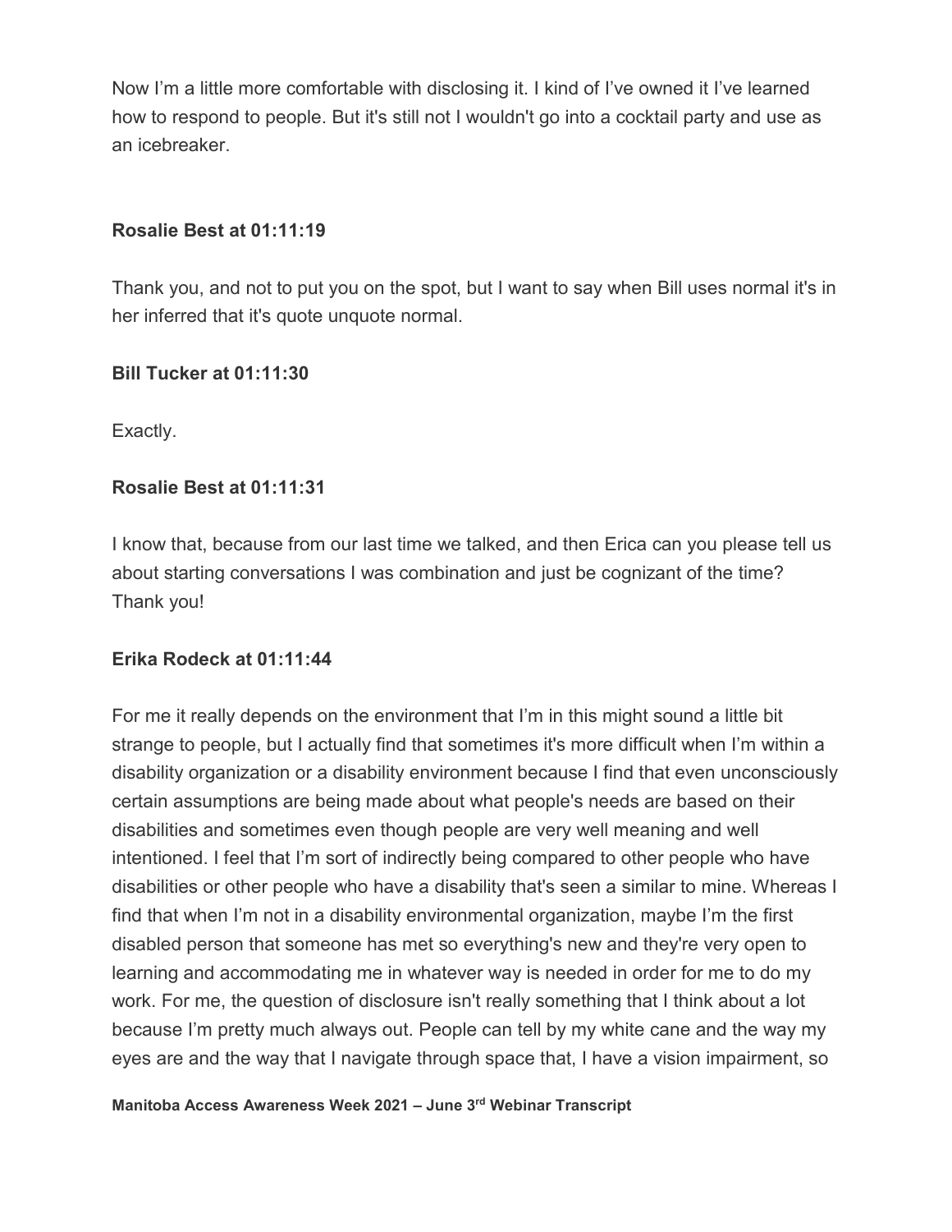Now I'm a little more comfortable with disclosing it. I kind of I've owned it I've learned how to respond to people. But it's still not I wouldn't go into a cocktail party and use as an icebreaker.

**Rosalie Best at 01:11:19**

Thank you, and not to put you on the spot, but I want to say when Bill uses normal it's in her inferred that it's quote unquote normal.

**Bill Tucker at 01:11:30**

Exactly.

**Rosalie Best at 01:11:31**

I know that, because from our last time we talked, and then Erica can you please tell us about starting conversations I was combination and just be cognizant of the time? Thank you!

**Erika Rodeck at 01:11:44**

For me it really depends on the environment that I'm in this might sound a little bit strange to people, but I actually find that sometimes it's more difficult when I'm within a disability organization or a disability environment because I find that even unconsciously certain assumptions are being made about what people's needs are based on their disabilities and sometimes even though people are very well meaning and well intentioned. I feel that I'm sort of indirectly being compared to other people who have disabilities or other people who have a disability that's seen a similar to mine. Whereas I find that when I'm not in a disability environmental organization, maybe I'm the first disabled person that someone has met so everything's new and they're very open to learning and accommodating me in whatever way is needed in order for me to do my work. For me, the question of disclosure isn't really something that I think about a lot because I'm pretty much always out. People can tell by my white cane and the way my eyes are and the way that I navigate through space that, I have a vision impairment, so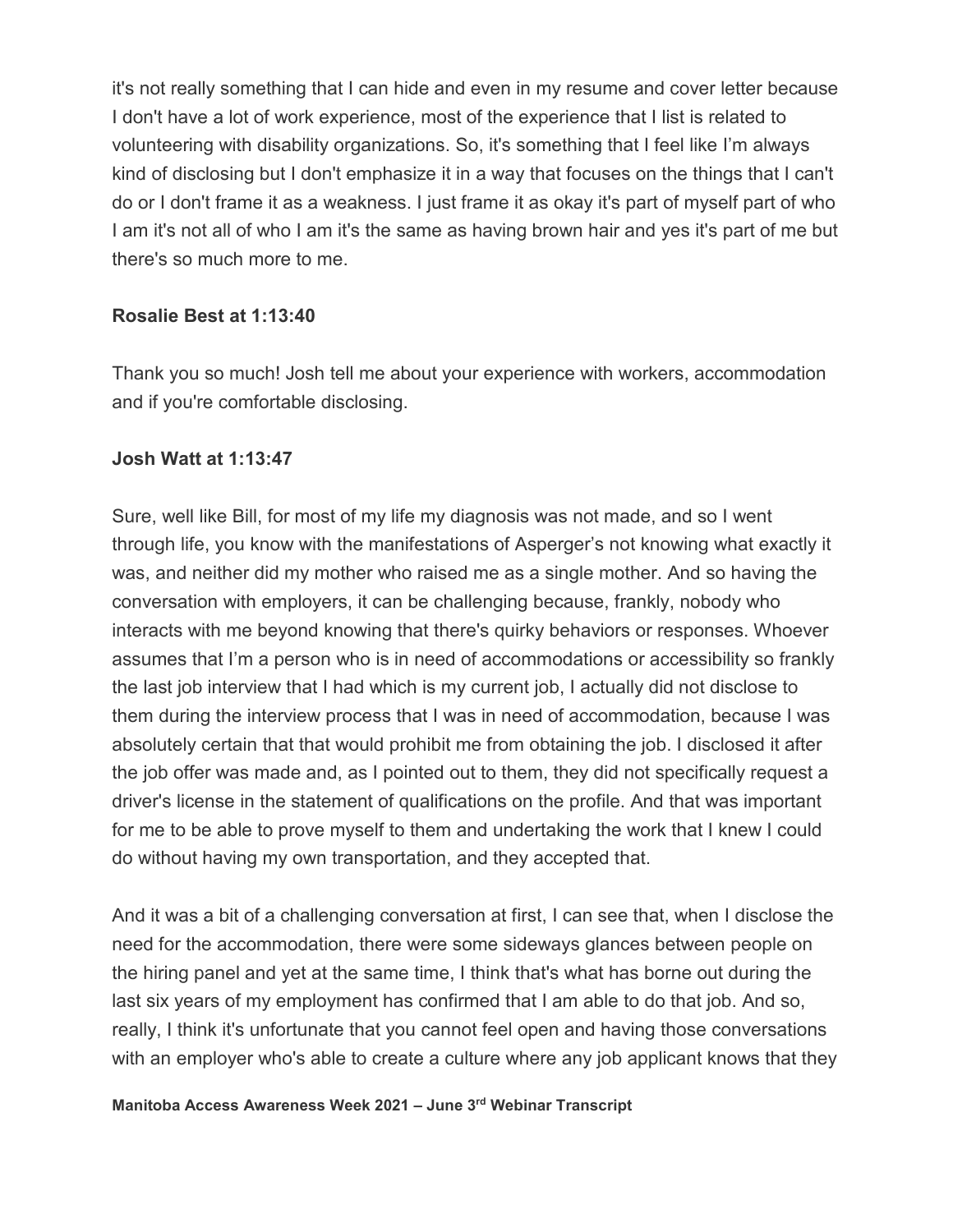it's not really something that I can hide and even in my resume and cover letter because I don't have a lot of work experience, most of the experience that I list is related to volunteering with disability organizations. So, it's something that I feel like I'm always kind of disclosing but I don't emphasize it in a way that focuses on the things that I can't do or I don't frame it as a weakness. I just frame it as okay it's part of myself part of who I am it's not all of who I am it's the same as having brown hair and yes it's part of me but there's so much more to me.

**Rosalie Best at 1:13:40**

Thank you so much! Josh tell me about your experience with workers, accommodation and if you're comfortable disclosing.

**Josh Watt at 1:13:47**

Sure, well like Bill, for most of my life my diagnosis was not made, and so I went through life, you know with the manifestations of Asperger's not knowing what exactly it was, and neither did my mother who raised me as a single mother. And so having the conversation with employers, it can be challenging because, frankly, nobody who interacts with me beyond knowing that there's quirky behaviors or responses. Whoever assumes that I'm a person who is in need of accommodations or accessibility so frankly the last job interview that I had which is my current job, I actually did not disclose to them during the interview process that I was in need of accommodation, because I was absolutely certain that that would prohibit me from obtaining the job. I disclosed it after the job offer was made and, as I pointed out to them, they did not specifically request a driver's license in the statement of qualifications on the profile. And that was important for me to be able to prove myself to them and undertaking the work that I knew I could do without having my own transportation, and they accepted that.

And it was a bit of a challenging conversation at first, I can see that, when I disclose the need for the accommodation, there were some sideways glances between people on the hiring panel and yet at the same time, I think that's what has borne out during the last six years of my employment has confirmed that I am able to do that job. And so, really, I think it's unfortunate that you cannot feel open and having those conversations with an employer who's able to create a culture where any job applicant knows that they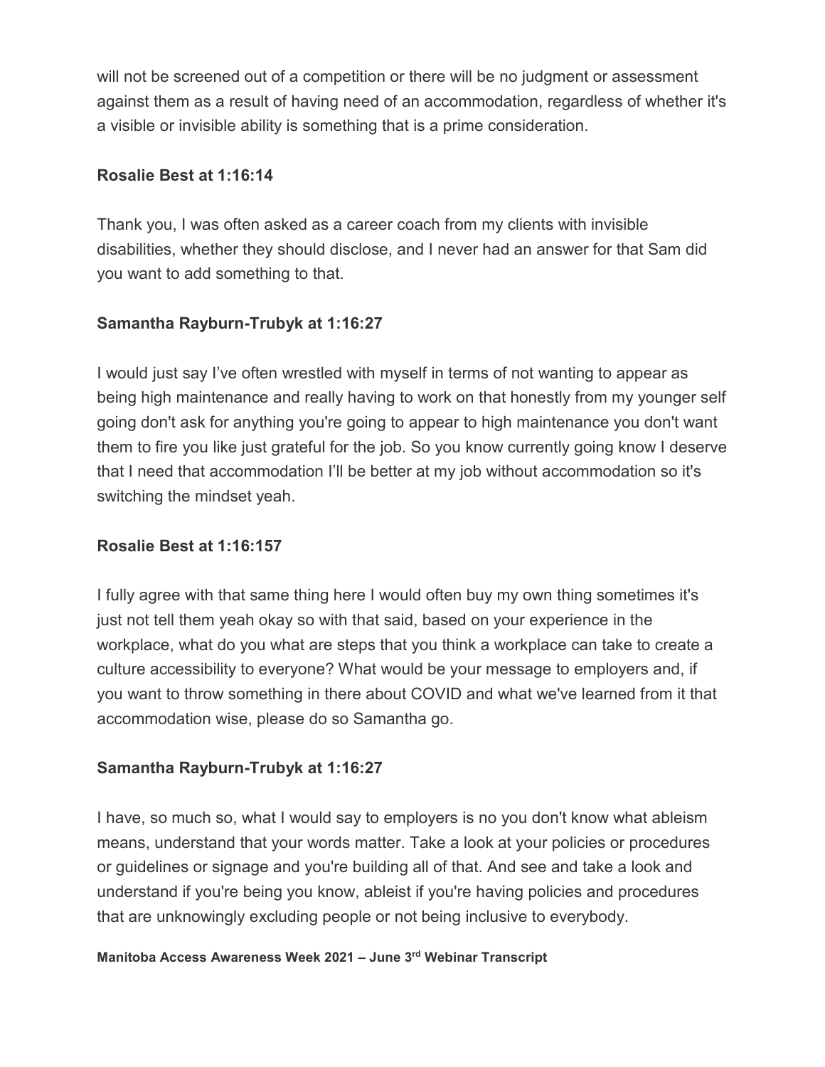will not be screened out of a competition or there will be no judgment or assessment against them as a result of having need of an accommodation, regardless of whether it's a visible or invisible ability is something that is a prime consideration.

**Rosalie Best at 1:16:14**

Thank you, I was often asked as a career coach from my clients with invisible disabilities, whether they should disclose, and I never had an answer for that Sam did you want to add something to that.

**Samantha Rayburn-Trubyk at 1:16:27**

I would just say I've often wrestled with myself in terms of not wanting to appear as being high maintenance and really having to work on that honestly from my younger self going don't ask for anything you're going to appear to high maintenance you don't want them to fire you like just grateful for the job. So you know currently going know I deserve that I need that accommodation I'll be better at my job without accommodation so it's switching the mindset yeah.

**Rosalie Best at 1:16:157**

I fully agree with that same thing here I would often buy my own thing sometimes it's just not tell them yeah okay so with that said, based on your experience in the workplace, what do you what are steps that you think a workplace can take to create a culture accessibility to everyone? What would be your message to employers and, if you want to throw something in there about COVID and what we've learned from it that accommodation wise, please do so Samantha go.

**Samantha Rayburn-Trubyk at 1:16:27**

I have, so much so, what I would say to employers is no you don't know what ableism means, understand that your words matter. Take a look at your policies or procedures or guidelines or signage and you're building all of that. And see and take a look and understand if you're being you know, ableist if you're having policies and procedures that are unknowingly excluding people or not being inclusive to everybody.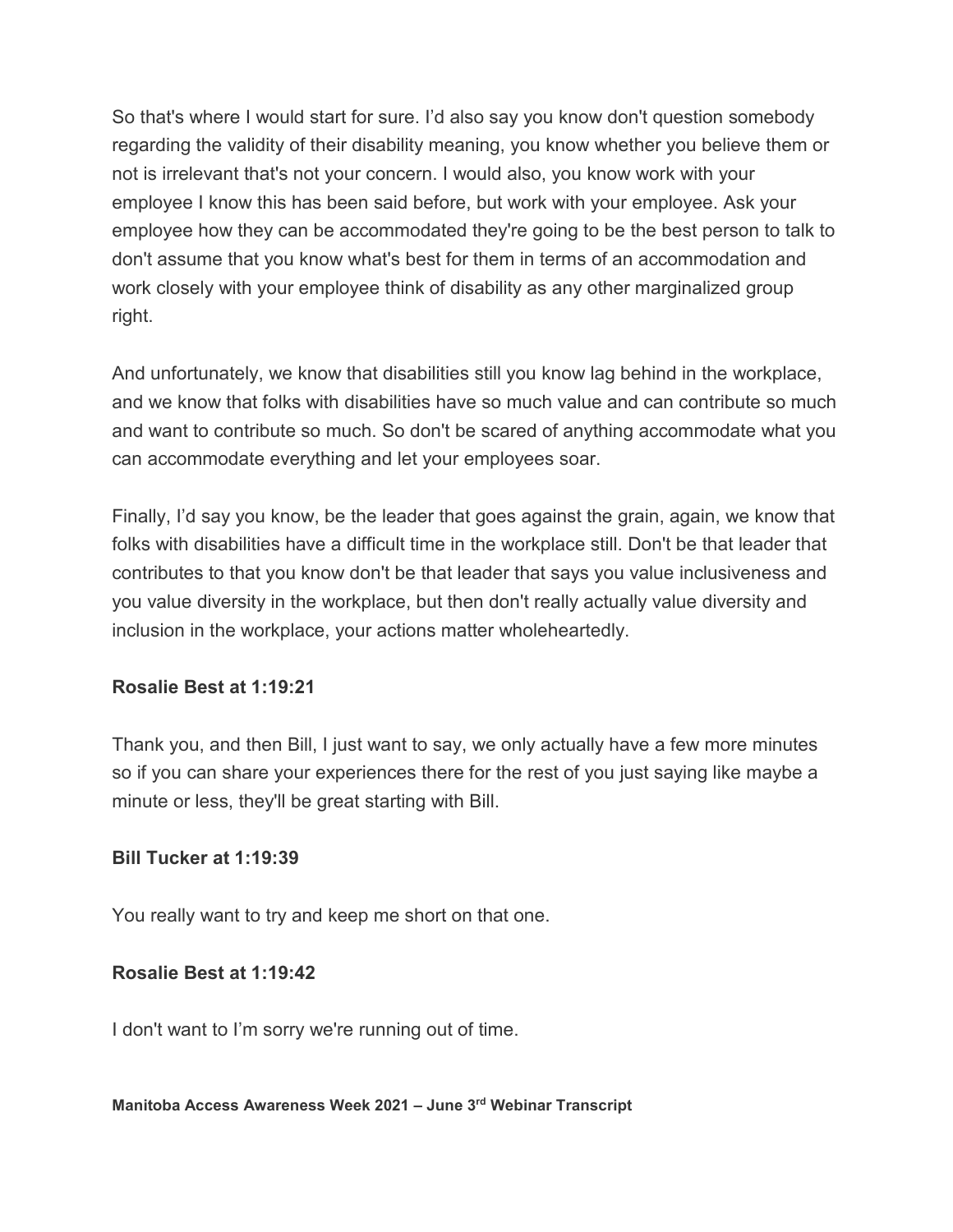So that's where I would start for sure. I'd also say you know don't question somebody regarding the validity of their disability meaning, you know whether you believe them or not is irrelevant that's not your concern. I would also, you know work with your employee I know this has been said before, but work with your employee. Ask your employee how they can be accommodated they're going to be the best person to talk to don't assume that you know what's best for them in terms of an accommodation and work closely with your employee think of disability as any other marginalized group right.

And unfortunately, we know that disabilities still you know lag behind in the workplace, and we know that folks with disabilities have so much value and can contribute so much and want to contribute so much. So don't be scared of anything accommodate what you can accommodate everything and let your employees soar.

Finally, I'd say you know, be the leader that goes against the grain, again, we know that folks with disabilities have a difficult time in the workplace still. Don't be that leader that contributes to that you know don't be that leader that says you value inclusiveness and you value diversity in the workplace, but then don't really actually value diversity and inclusion in the workplace, your actions matter wholeheartedly.

**Rosalie Best at 1:19:21**

Thank you, and then Bill, I just want to say, we only actually have a few more minutes so if you can share your experiences there for the rest of you just saying like maybe a minute or less, they'll be great starting with Bill.

**Bill Tucker at 1:19:39**

You really want to try and keep me short on that one.

**Rosalie Best at 1:19:42**

I don't want to I'm sorry we're running out of time.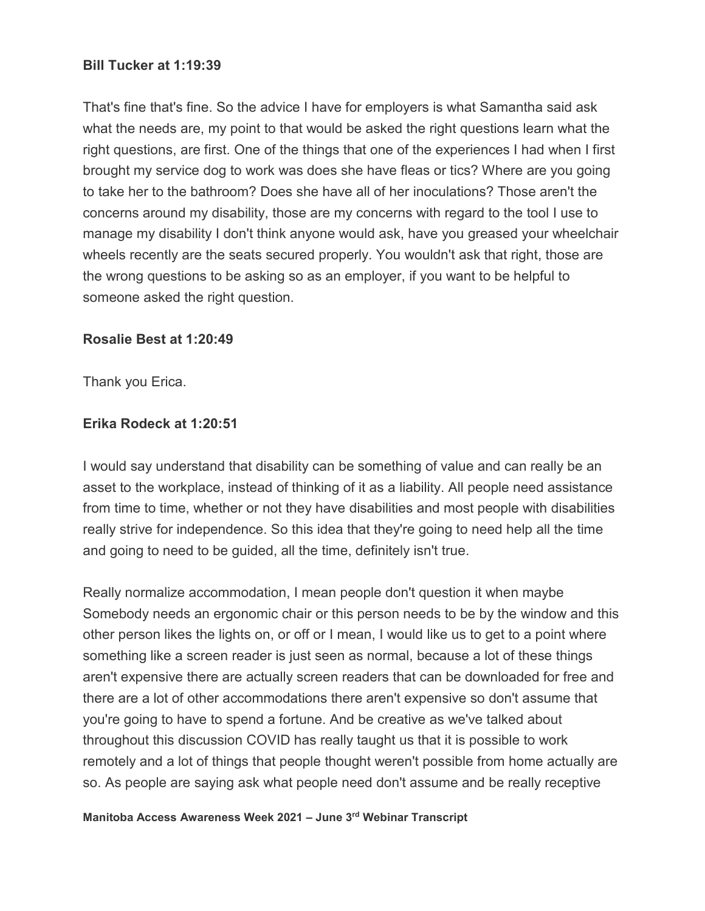**Bill Tucker at 1:19:39**

That's fine that's fine. So the advice I have for employers is what Samantha said ask what the needs are, my point to that would be asked the right questions learn what the right questions, are first. One of the things that one of the experiences I had when I first brought my service dog to work was does she have fleas or tics? Where are you going to take her to the bathroom? Does she have all of her inoculations? Those aren't the concerns around my disability, those are my concerns with regard to the tool I use to manage my disability I don't think anyone would ask, have you greased your wheelchair wheels recently are the seats secured properly. You wouldn't ask that right, those are the wrong questions to be asking so as an employer, if you want to be helpful to someone asked the right question.

**Rosalie Best at 1:20:49**

Thank you Erica.

**Erika Rodeck at 1:20:51**

I would say understand that disability can be something of value and can really be an asset to the workplace, instead of thinking of it as a liability. All people need assistance from time to time, whether or not they have disabilities and most people with disabilities really strive for independence. So this idea that they're going to need help all the time and going to need to be guided, all the time, definitely isn't true.

Really normalize accommodation, I mean people don't question it when maybe Somebody needs an ergonomic chair or this person needs to be by the window and this other person likes the lights on, or off or I mean, I would like us to get to a point where something like a screen reader is just seen as normal, because a lot of these things aren't expensive there are actually screen readers that can be downloaded for free and there are a lot of other accommodations there aren't expensive so don't assume that you're going to have to spend a fortune. And be creative as we've talked about throughout this discussion COVID has really taught us that it is possible to work remotely and a lot of things that people thought weren't possible from home actually are so. As people are saying ask what people need don't assume and be really receptive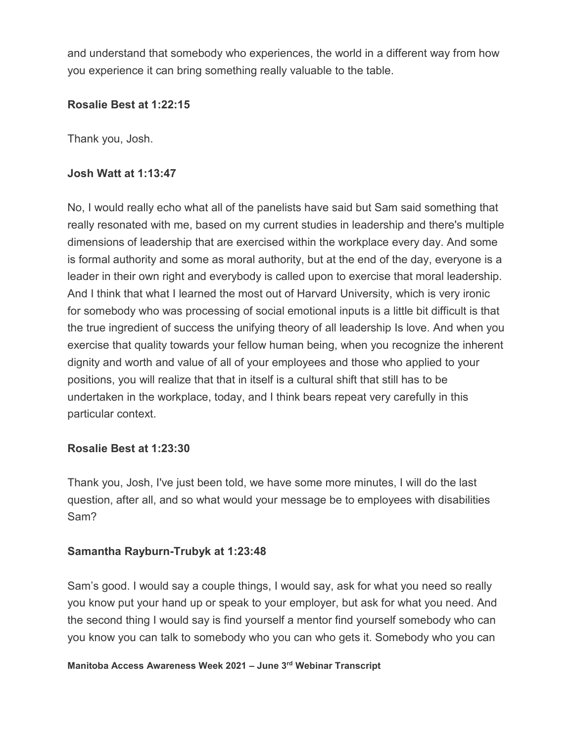and understand that somebody who experiences, the world in a different way from how you experience it can bring something really valuable to the table.

**Rosalie Best at 1:22:15**

Thank you, Josh.

**Josh Watt at 1:13:47**

No, I would really echo what all of the panelists have said but Sam said something that really resonated with me, based on my current studies in leadership and there's multiple dimensions of leadership that are exercised within the workplace every day. And some is formal authority and some as moral authority, but at the end of the day, everyone is a leader in their own right and everybody is called upon to exercise that moral leadership. And I think that what I learned the most out of Harvard University, which is very ironic for somebody who was processing of social emotional inputs is a little bit difficult is that the true ingredient of success the unifying theory of all leadership Is love. And when you exercise that quality towards your fellow human being, when you recognize the inherent dignity and worth and value of all of your employees and those who applied to your positions, you will realize that that in itself is a cultural shift that still has to be undertaken in the workplace, today, and I think bears repeat very carefully in this particular context.

**Rosalie Best at 1:23:30**

Thank you, Josh, I've just been told, we have some more minutes, I will do the last question, after all, and so what would your message be to employees with disabilities Sam?

**Samantha Rayburn-Trubyk at 1:23:48**

Sam's good. I would say a couple things, I would say, ask for what you need so really you know put your hand up or speak to your employer, but ask for what you need. And the second thing I would say is find yourself a mentor find yourself somebody who can you know you can talk to somebody who you can who gets it. Somebody who you can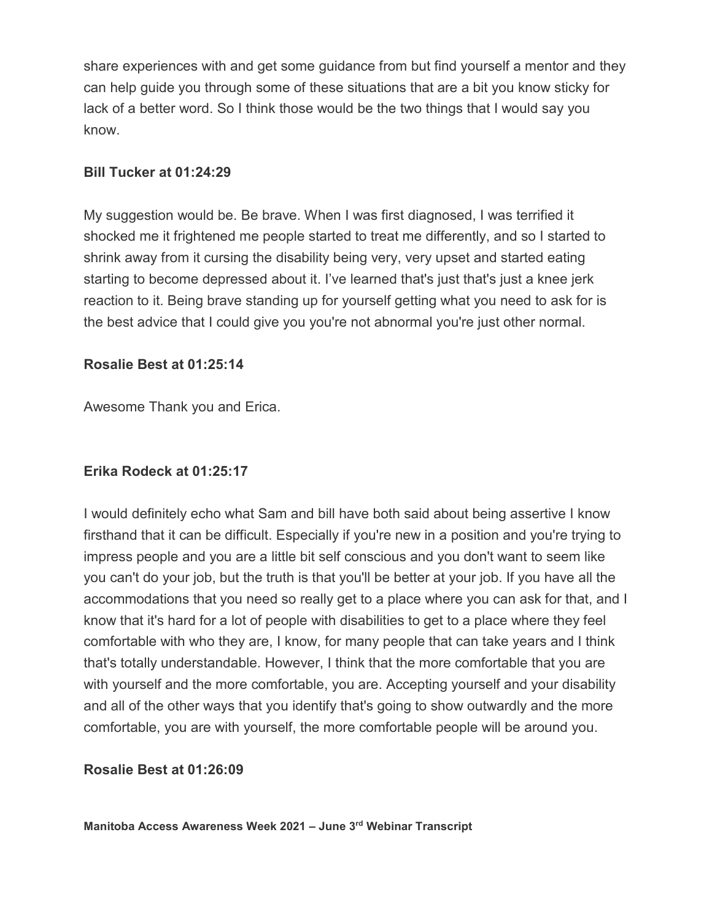share experiences with and get some guidance from but find yourself a mentor and they can help guide you through some of these situations that are a bit you know sticky for lack of a better word. So I think those would be the two things that I would say you know.

**Bill Tucker at 01:24:29**

My suggestion would be. Be brave. When I was first diagnosed, I was terrified it shocked me it frightened me people started to treat me differently, and so I started to shrink away from it cursing the disability being very, very upset and started eating starting to become depressed about it. I've learned that's just that's just a knee jerk reaction to it. Being brave standing up for yourself getting what you need to ask for is the best advice that I could give you you're not abnormal you're just other normal.

**Rosalie Best at 01:25:14**

Awesome Thank you and Erica.

**Erika Rodeck at 01:25:17**

I would definitely echo what Sam and bill have both said about being assertive I know firsthand that it can be difficult. Especially if you're new in a position and you're trying to impress people and you are a little bit self conscious and you don't want to seem like you can't do your job, but the truth is that you'll be better at your job. If you have all the accommodations that you need so really get to a place where you can ask for that, and I know that it's hard for a lot of people with disabilities to get to a place where they feel comfortable with who they are, I know, for many people that can take years and I think that's totally understandable. However, I think that the more comfortable that you are with yourself and the more comfortable, you are. Accepting yourself and your disability and all of the other ways that you identify that's going to show outwardly and the more comfortable, you are with yourself, the more comfortable people will be around you.

**Rosalie Best at 01:26:09**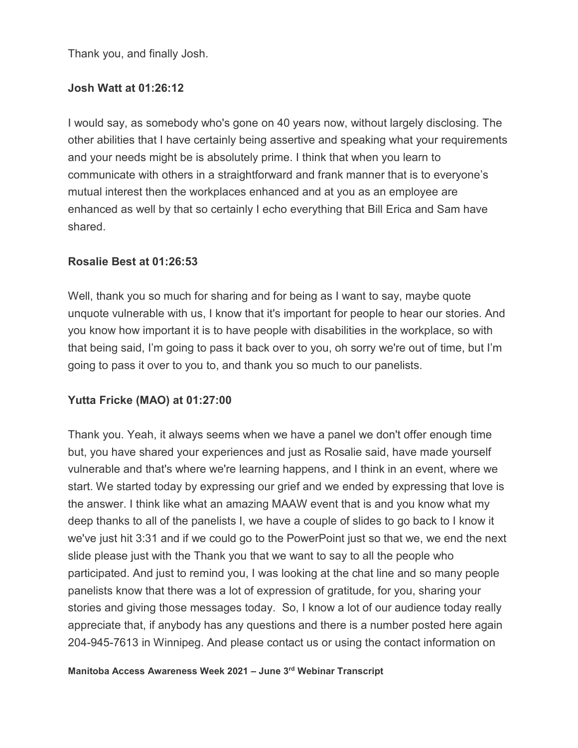Thank you, and finally Josh.

**Josh Watt at 01:26:12**

I would say, as somebody who's gone on 40 years now, without largely disclosing. The other abilities that I have certainly being assertive and speaking what your requirements and your needs might be is absolutely prime. I think that when you learn to communicate with others in a straightforward and frank manner that is to everyone's mutual interest then the workplaces enhanced and at you as an employee are enhanced as well by that so certainly I echo everything that Bill Erica and Sam have shared.

**Rosalie Best at 01:26:53**

Well, thank you so much for sharing and for being as I want to say, maybe quote unquote vulnerable with us, I know that it's important for people to hear our stories. And you know how important it is to have people with disabilities in the workplace, so with that being said, I'm going to pass it back over to you, oh sorry we're out of time, but I'm going to pass it over to you to, and thank you so much to our panelists.

**Yutta Fricke (MAO) at 01:27:00**

Thank you. Yeah, it always seems when we have a panel we don't offer enough time but, you have shared your experiences and just as Rosalie said, have made yourself vulnerable and that's where we're learning happens, and I think in an event, where we start. We started today by expressing our grief and we ended by expressing that love is the answer. I think like what an amazing MAAW event that is and you know what my deep thanks to all of the panelists I, we have a couple of slides to go back to I know it we've just hit 3:31 and if we could go to the PowerPoint just so that we, we end the next slide please just with the Thank you that we want to say to all the people who participated. And just to remind you, I was looking at the chat line and so many people panelists know that there was a lot of expression of gratitude, for you, sharing your stories and giving those messages today. So, I know a lot of our audience today really appreciate that, if anybody has any questions and there is a number posted here again 204-945-7613 in Winnipeg. And please contact us or using the contact information on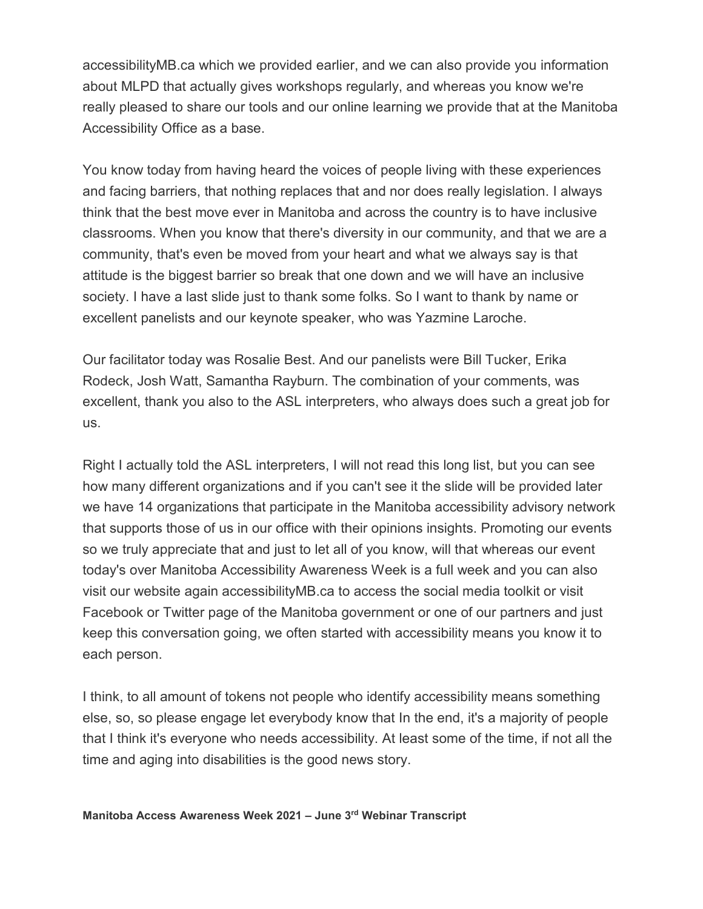accessibilityMB.ca which we provided earlier, and we can also provide you information about MLPD that actually gives workshops regularly, and whereas you know we're really pleased to share our tools and our online learning we provide that at the Manitoba Accessibility Office as a base.

You know today from having heard the voices of people living with these experiences and facing barriers, that nothing replaces that and nor does really legislation. I always think that the best move ever in Manitoba and across the country is to have inclusive classrooms. When you know that there's diversity in our community, and that we are a community, that's even be moved from your heart and what we always say is that attitude is the biggest barrier so break that one down and we will have an inclusive society. I have a last slide just to thank some folks. So I want to thank by name or excellent panelists and our keynote speaker, who was Yazmine Laroche.

Our facilitator today was Rosalie Best. And our panelists were Bill Tucker, Erika Rodeck, Josh Watt, Samantha Rayburn. The combination of your comments, was excellent, thank you also to the ASL interpreters, who always does such a great job for us.

Right I actually told the ASL interpreters, I will not read this long list, but you can see how many different organizations and if you can't see it the slide will be provided later we have 14 organizations that participate in the Manitoba accessibility advisory network that supports those of us in our office with their opinions insights. Promoting our events so we truly appreciate that and just to let all of you know, will that whereas our event today's over Manitoba Accessibility Awareness Week is a full week and you can also visit our website again accessibilityMB.ca to access the social media toolkit or visit Facebook or Twitter page of the Manitoba government or one of our partners and just keep this conversation going, we often started with accessibility means you know it to each person.

I think, to all amount of tokens not people who identify accessibility means something else, so, so please engage let everybody know that In the end, it's a majority of people that I think it's everyone who needs accessibility. At least some of the time, if not all the time and aging into disabilities is the good news story.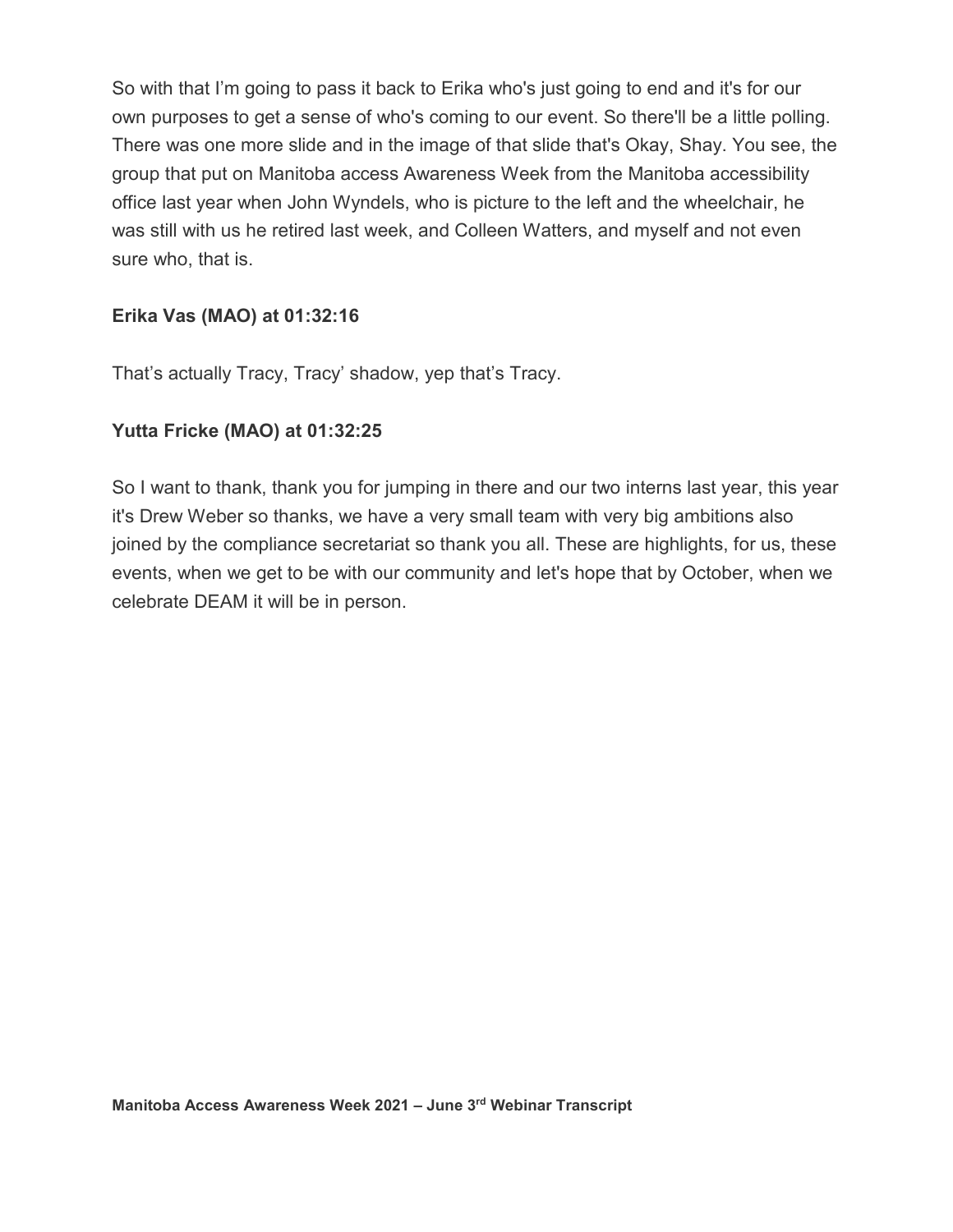So with that I'm going to pass it back to Erika who's just going to end and it's for our own purposes to get a sense of who's coming to our event. So there'll be a little polling. There was one more slide and in the image of that slide that's Okay, Shay. You see, the group that put on Manitoba access Awareness Week from the Manitoba accessibility office last year when John Wyndels, who is picture to the left and the wheelchair, he was still with us he retired last week, and Colleen Watters, and myself and not even sure who, that is.

**Erika Vas (MAO) at 01:32:16**

That's actually Tracy, Tracy' shadow, yep that's Tracy.

**Yutta Fricke (MAO) at 01:32:25**

So I want to thank, thank you for jumping in there and our two interns last year, this year it's Drew Weber so thanks, we have a very small team with very big ambitions also joined by the compliance secretariat so thank you all. These are highlights, for us, these events, when we get to be with our community and let's hope that by October, when we celebrate DEAM it will be in person.